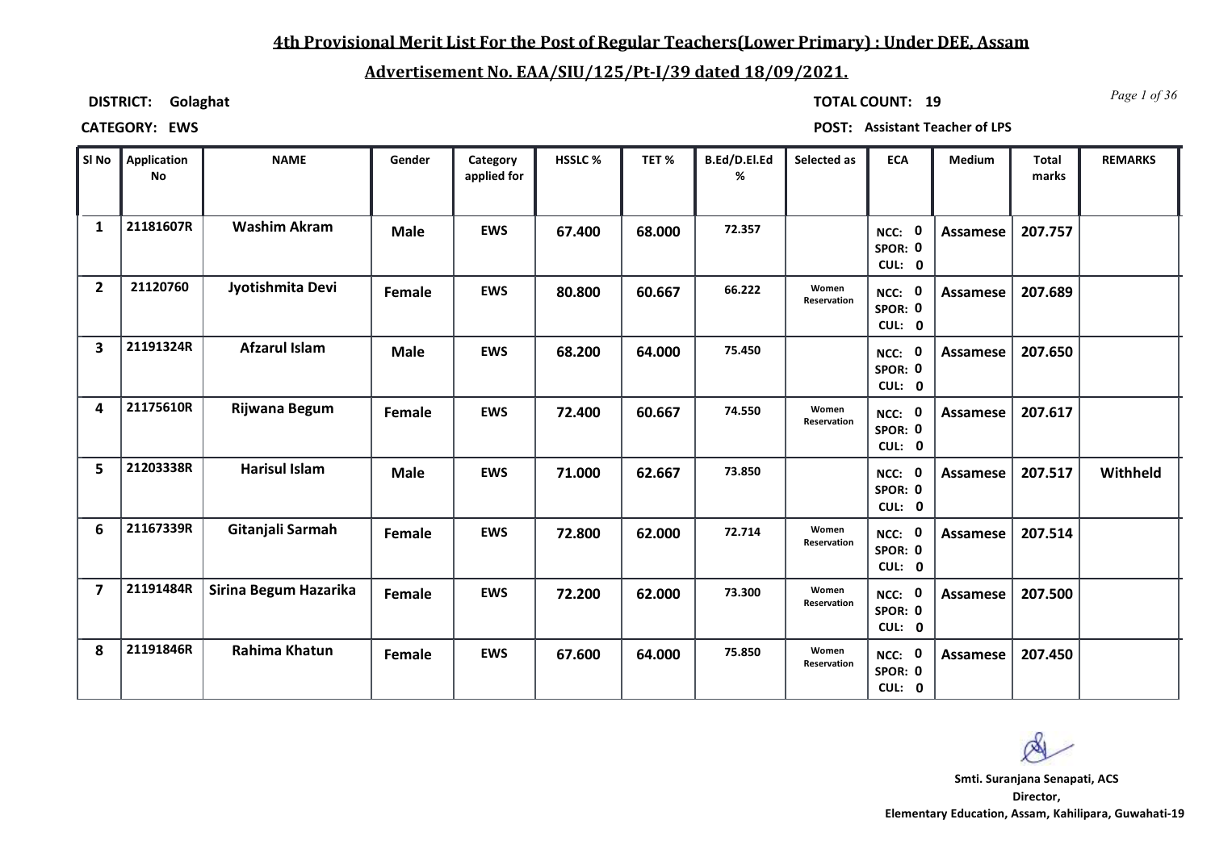## 4th Provisional Merit List For the Post of Regular Teachers(Lower Primary) : Under DEE, Assam

## Advertisement No. EAA/SIU/125/Pt-I/39 dated 18/09/2021.

**DISTRICT:** Golaghat

**TOTAL COUNT:** 19

**CATEGORY:** EWS

**POST:** Assistant Teacher of LPS

| Sl No | Application No | NAME | Gender | Category applied for | HSSLC % | TET % | B.Ed/D.El.Ed % | Selected as | ECA | Medium | Total marks | REMARKS |
|---|---|---|---|---|---|---|---|---|---|---|---|---|
| 1 | 21181607R | Washim Akram | Male | EWS | 67.400 | 68.000 | 72.357 | | NCC: 0 SPOR: 0 CUL: 0 | Assamese | 207.757 | |
| 2 | 21120760 | Jyotishmita Devi | Female | EWS | 80.800 | 60.667 | 66.222 | Women Reservation | NCC: 0 SPOR: 0 CUL: 0 | Assamese | 207.689 | |
| 3 | 21191324R | Afzarul Islam | Male | EWS | 68.200 | 64.000 | 75.450 | | NCC: 0 SPOR: 0 CUL: 0 | Assamese | 207.650 | |
| 4 | 21175610R | Rijwana Begum | Female | EWS | 72.400 | 60.667 | 74.550 | Women Reservation | NCC: 0 SPOR: 0 CUL: 0 | Assamese | 207.617 | |
| 5 | 21203338R | Harisul Islam | Male | EWS | 71.000 | 62.667 | 73.850 | | NCC: 0 SPOR: 0 CUL: 0 | Assamese | 207.517 | Withheld |
| 6 | 21167339R | Gitanjali Sarmah | Female | EWS | 72.800 | 62.000 | 72.714 | Women Reservation | NCC: 0 SPOR: 0 CUL: 0 | Assamese | 207.514 | |
| 7 | 21191484R | Sirina Begum Hazarika | Female | EWS | 72.200 | 62.000 | 73.300 | Women Reservation | NCC: 0 SPOR: 0 CUL: 0 | Assamese | 207.500 | |
| 8 | 21191846R | Rahima Khatun | Female | EWS | 67.600 | 64.000 | 75.850 | Women Reservation | NCC: 0 SPOR: 0 CUL: 0 | Assamese | 207.450 | |

**Smti. Suranjana Senapati, ACS**
**Director,**
**Elementary Education, Assam, Kahilipara, Guwahati-19**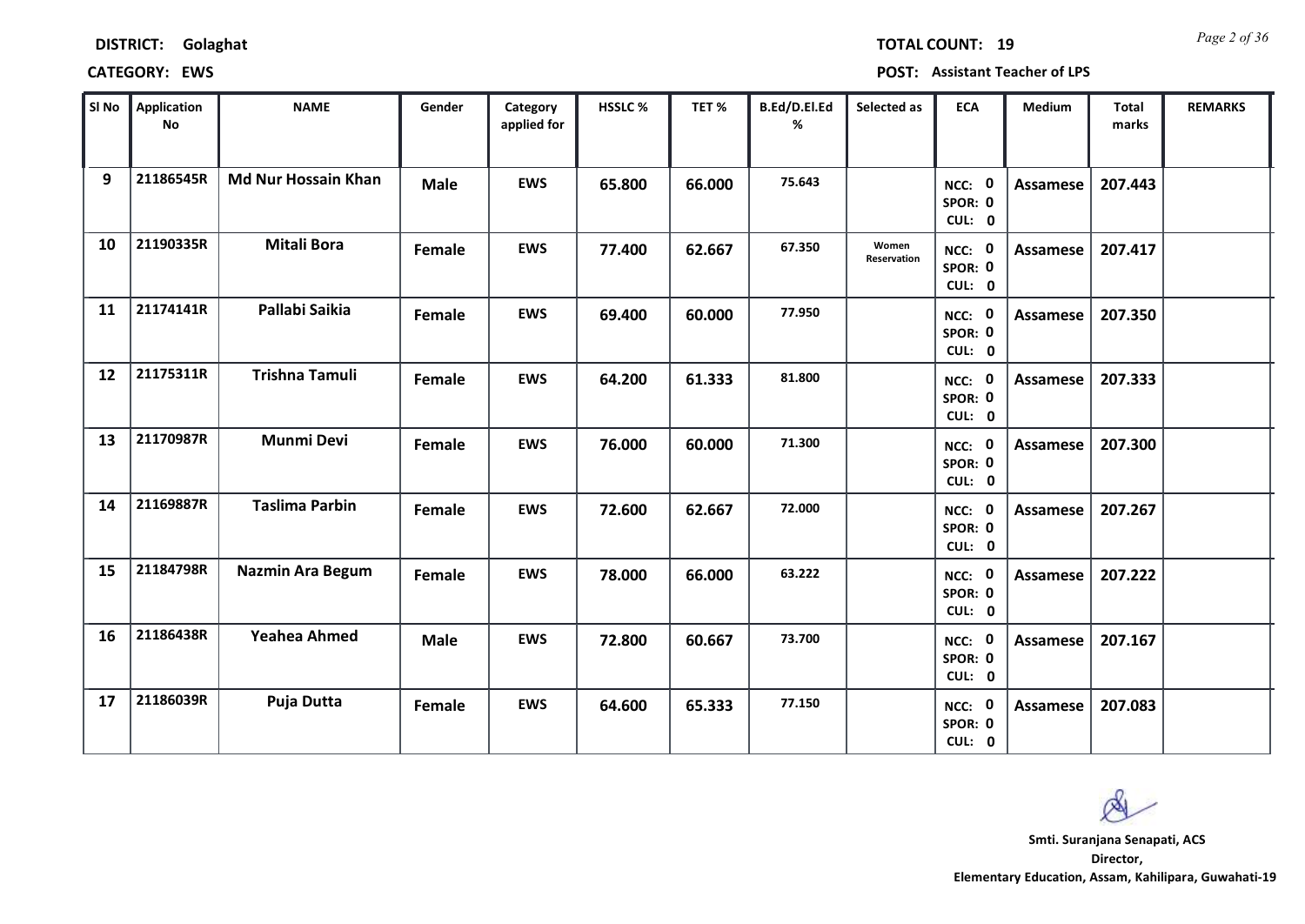**DISTRICT:** Golaghat **TOTAL COUNT:** 19

**CATEGORY:** EWS **POST:** Assistant Teacher of LPS

| Sl No | Application No | NAME | Gender | Category applied for | HSSLC % | TET % | B.Ed/D.El.Ed % | Selected as | ECA | Medium | Total marks | REMARKS |
|---|---|---|---|---|---|---|---|---|---|---|---|---|
| 9 | 21186545R | Md Nur Hossain Khan | Male | EWS | 65.800 | 66.000 | 75.643 | | NCC: 0 SPOR: 0 CUL: 0 | Assamese | 207.443 | |
| 10 | 21190335R | Mitali Bora | Female | EWS | 77.400 | 62.667 | 67.350 | Women Reservation | NCC: 0 SPOR: 0 CUL: 0 | Assamese | 207.417 | |
| 11 | 21174141R | Pallabi Saikia | Female | EWS | 69.400 | 60.000 | 77.950 | | NCC: 0 SPOR: 0 CUL: 0 | Assamese | 207.350 | |
| 12 | 21175311R | Trishna Tamuli | Female | EWS | 64.200 | 61.333 | 81.800 | | NCC: 0 SPOR: 0 CUL: 0 | Assamese | 207.333 | |
| 13 | 21170987R | Munmi Devi | Female | EWS | 76.000 | 60.000 | 71.300 | | NCC: 0 SPOR: 0 CUL: 0 | Assamese | 207.300 | |
| 14 | 21169887R | Taslima Parbin | Female | EWS | 72.600 | 62.667 | 72.000 | | NCC: 0 SPOR: 0 CUL: 0 | Assamese | 207.267 | |
| 15 | 21184798R | Nazmin Ara Begum | Female | EWS | 78.000 | 66.000 | 63.222 | | NCC: 0 SPOR: 0 CUL: 0 | Assamese | 207.222 | |
| 16 | 21186438R | Yeahea Ahmed | Male | EWS | 72.800 | 60.667 | 73.700 | | NCC: 0 SPOR: 0 CUL: 0 | Assamese | 207.167 | |
| 17 | 21186039R | Puja Dutta | Female | EWS | 64.600 | 65.333 | 77.150 | | NCC: 0 SPOR: 0 CUL: 0 | Assamese | 207.083 | |

**Smti. Suranjana Senapati, ACS**
**Director,**
**Elementary Education, Assam, Kahilipara, Guwahati-19**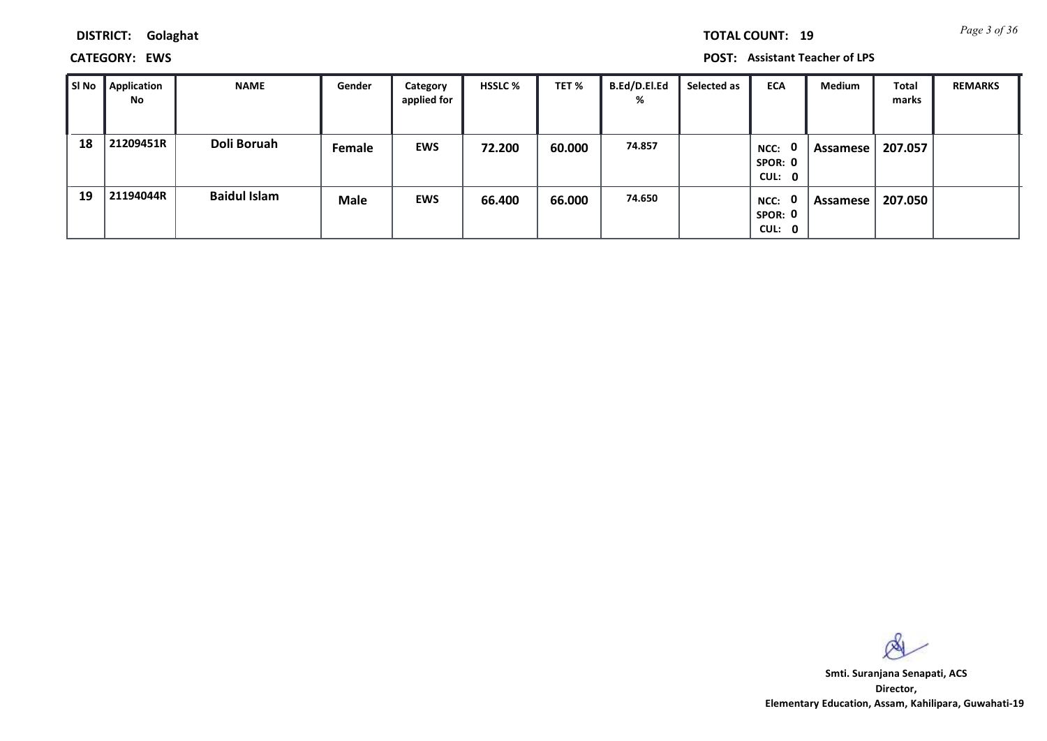**DISTRICT:** Golaghat **TOTAL COUNT:** 19

**CATEGORY:** EWS **POST:** Assistant Teacher of LPS

| Sl No | Application No | NAME | Gender | Category applied for | HSSLC % | TET % | B.Ed/D.El.Ed % | Selected as | ECA | Medium | Total marks | REMARKS |
|---|---|---|---|---|---|---|---|---|---|---|---|---|
| 18 | 21209451R | Doli Boruah | Female | EWS | 72.200 | 60.000 | 74.857 | | NCC: 0 SPOR: 0 CUL: 0 | Assamese | 207.057 | |
| 19 | 21194044R | Baidul Islam | Male | EWS | 66.400 | 66.000 | 74.650 | | NCC: 0 SPOR: 0 CUL: 0 | Assamese | 207.050 | |

**Smti. Suranjana Senapati, ACS**
**Director,**
**Elementary Education, Assam, Kahilipara, Guwahati-19**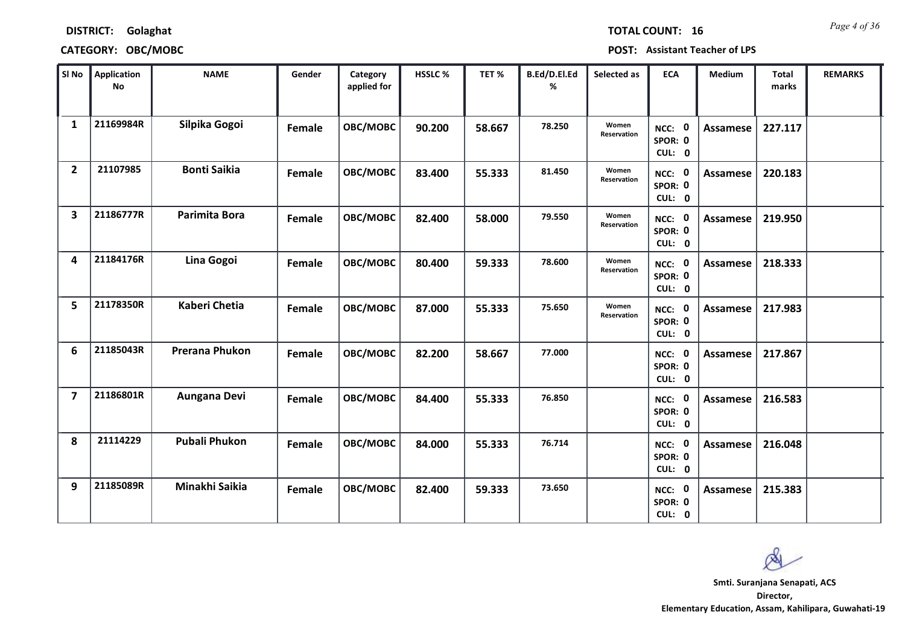**DISTRICT:** Golaghat  **TOTAL COUNT:** 16

**CATEGORY:** OBC/MOBC  **POST:** Assistant Teacher of LPS

| Sl No | Application No | NAME | Gender | Category applied for | HSSLC % | TET % | B.Ed/D.El.Ed % | Selected as | ECA | Medium | Total marks | REMARKS |
|---|---|---|---|---|---|---|---|---|---|---|---|---|
| 1 | 21169984R | Silpika Gogoi | Female | OBC/MOBC | 90.200 | 58.667 | 78.250 | Women Reservation | NCC: 0 SPOR: 0 CUL: 0 | Assamese | 227.117 | |
| 2 | 21107985 | Bonti Saikia | Female | OBC/MOBC | 83.400 | 55.333 | 81.450 | Women Reservation | NCC: 0 SPOR: 0 CUL: 0 | Assamese | 220.183 | |
| 3 | 21186777R | Parimita Bora | Female | OBC/MOBC | 82.400 | 58.000 | 79.550 | Women Reservation | NCC: 0 SPOR: 0 CUL: 0 | Assamese | 219.950 | |
| 4 | 21184176R | Lina Gogoi | Female | OBC/MOBC | 80.400 | 59.333 | 78.600 | Women Reservation | NCC: 0 SPOR: 0 CUL: 0 | Assamese | 218.333 | |
| 5 | 21178350R | Kaberi Chetia | Female | OBC/MOBC | 87.000 | 55.333 | 75.650 | Women Reservation | NCC: 0 SPOR: 0 CUL: 0 | Assamese | 217.983 | |
| 6 | 21185043R | Prerana Phukon | Female | OBC/MOBC | 82.200 | 58.667 | 77.000 | | NCC: 0 SPOR: 0 CUL: 0 | Assamese | 217.867 | |
| 7 | 21186801R | Aungana Devi | Female | OBC/MOBC | 84.400 | 55.333 | 76.850 | | NCC: 0 SPOR: 0 CUL: 0 | Assamese | 216.583 | |
| 8 | 21114229 | Pubali Phukon | Female | OBC/MOBC | 84.000 | 55.333 | 76.714 | | NCC: 0 SPOR: 0 CUL: 0 | Assamese | 216.048 | |
| 9 | 21185089R | Minakhi Saikia | Female | OBC/MOBC | 82.400 | 59.333 | 73.650 | | NCC: 0 SPOR: 0 CUL: 0 | Assamese | 215.383 | |

**Smti. Suranjana Senapati, ACS**
**Director,**
**Elementary Education, Assam, Kahilipara, Guwahati-19**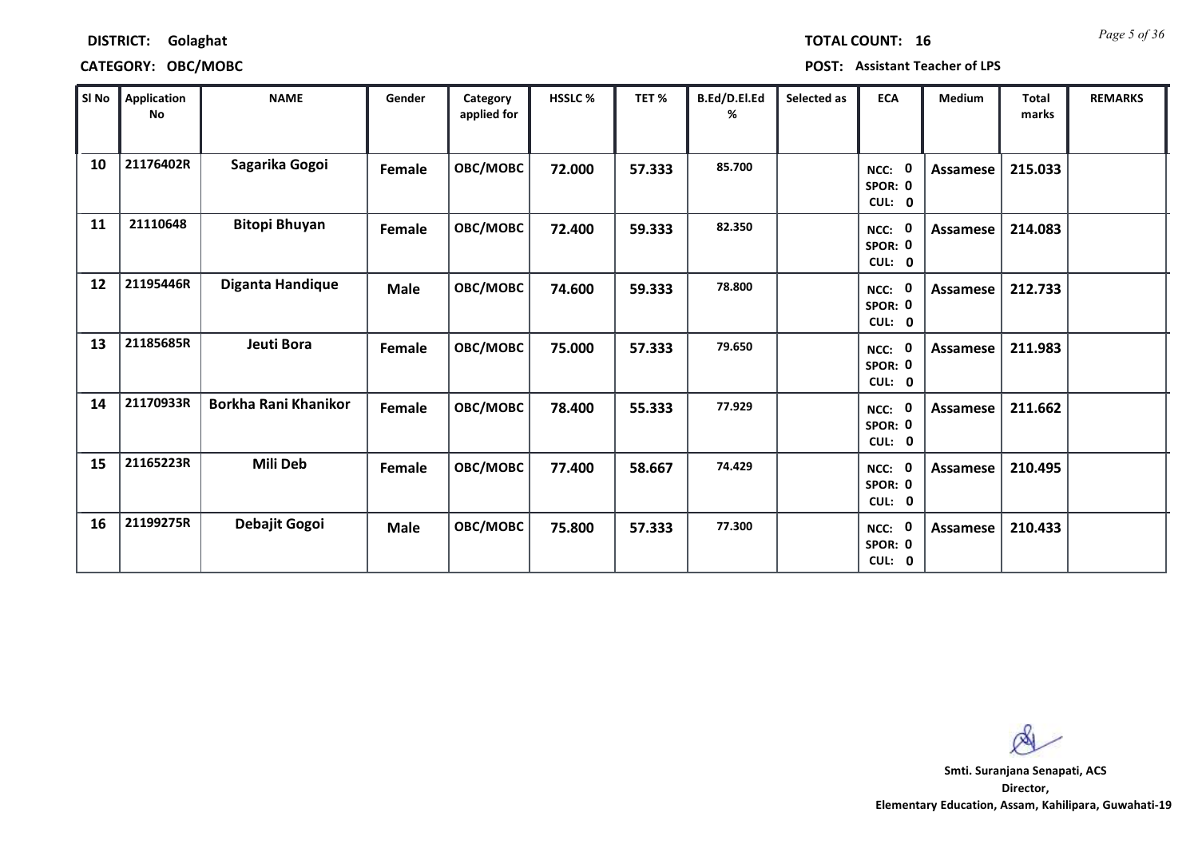**DISTRICT:** Golaghat

**TOTAL COUNT:** 16

**CATEGORY:** OBC/MOBC

**POST:** Assistant Teacher of LPS

| Sl No | Application No | NAME | Gender | Category applied for | HSSLC % | TET % | B.Ed/D.El.Ed % | Selected as | ECA | Medium | Total marks | REMARKS |
|---|---|---|---|---|---|---|---|---|---|---|---|---|
| 10 | 21176402R | Sagarika Gogoi | Female | OBC/MOBC | 72.000 | 57.333 | 85.700 | | NCC: 0 SPOR: 0 CUL: 0 | Assamese | 215.033 | |
| 11 | 21110648 | Bitopi Bhuyan | Female | OBC/MOBC | 72.400 | 59.333 | 82.350 | | NCC: 0 SPOR: 0 CUL: 0 | Assamese | 214.083 | |
| 12 | 21195446R | Diganta Handique | Male | OBC/MOBC | 74.600 | 59.333 | 78.800 | | NCC: 0 SPOR: 0 CUL: 0 | Assamese | 212.733 | |
| 13 | 21185685R | Jeuti Bora | Female | OBC/MOBC | 75.000 | 57.333 | 79.650 | | NCC: 0 SPOR: 0 CUL: 0 | Assamese | 211.983 | |
| 14 | 21170933R | Borkha Rani Khanikor | Female | OBC/MOBC | 78.400 | 55.333 | 77.929 | | NCC: 0 SPOR: 0 CUL: 0 | Assamese | 211.662 | |
| 15 | 21165223R | Mili Deb | Female | OBC/MOBC | 77.400 | 58.667 | 74.429 | | NCC: 0 SPOR: 0 CUL: 0 | Assamese | 210.495 | |
| 16 | 21199275R | Debajit Gogoi | Male | OBC/MOBC | 75.800 | 57.333 | 77.300 | | NCC: 0 SPOR: 0 CUL: 0 | Assamese | 210.433 | |

**Smti. Suranjana Senapati, ACS**
**Director,**
**Elementary Education, Assam, Kahilipara, Guwahati-19**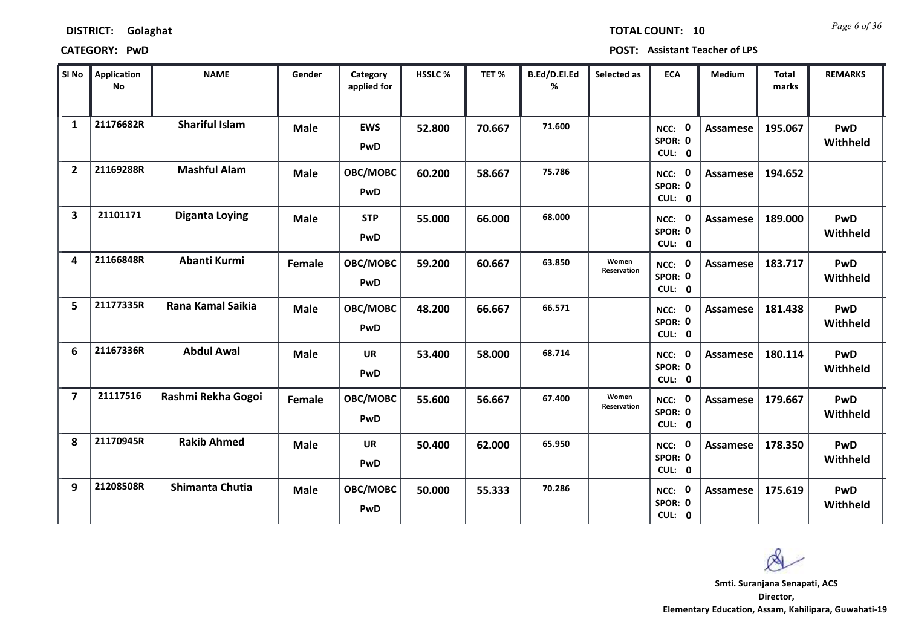**DISTRICT:** Golaghat **TOTAL COUNT:** 10

**CATEGORY:** PwD **POST:** Assistant Teacher of LPS

| Sl No | Application No | NAME | Gender | Category applied for | HSSLC % | TET % | B.Ed/D.El.Ed % | Selected as | ECA | Medium | Total marks | REMARKS |
|---|---|---|---|---|---|---|---|---|---|---|---|---|
| 1 | 21176682R | Shariful Islam | Male | EWS PwD | 52.800 | 70.667 | 71.600 | | NCC: 0 SPOR: 0 CUL: 0 | Assamese | 195.067 | PwD Withheld |
| 2 | 21169288R | Mashful Alam | Male | OBC/MOBC PwD | 60.200 | 58.667 | 75.786 | | NCC: 0 SPOR: 0 CUL: 0 | Assamese | 194.652 | |
| 3 | 21101171 | Diganta Loying | Male | STP PwD | 55.000 | 66.000 | 68.000 | | NCC: 0 SPOR: 0 CUL: 0 | Assamese | 189.000 | PwD Withheld |
| 4 | 21166848R | Abanti Kurmi | Female | OBC/MOBC PwD | 59.200 | 60.667 | 63.850 | Women Reservation | NCC: 0 SPOR: 0 CUL: 0 | Assamese | 183.717 | PwD Withheld |
| 5 | 21177335R | Rana Kamal Saikia | Male | OBC/MOBC PwD | 48.200 | 66.667 | 66.571 | | NCC: 0 SPOR: 0 CUL: 0 | Assamese | 181.438 | PwD Withheld |
| 6 | 21167336R | Abdul Awal | Male | UR PwD | 53.400 | 58.000 | 68.714 | | NCC: 0 SPOR: 0 CUL: 0 | Assamese | 180.114 | PwD Withheld |
| 7 | 21117516 | Rashmi Rekha Gogoi | Female | OBC/MOBC PwD | 55.600 | 56.667 | 67.400 | Women Reservation | NCC: 0 SPOR: 0 CUL: 0 | Assamese | 179.667 | PwD Withheld |
| 8 | 21170945R | Rakib Ahmed | Male | UR PwD | 50.400 | 62.000 | 65.950 | | NCC: 0 SPOR: 0 CUL: 0 | Assamese | 178.350 | PwD Withheld |
| 9 | 21208508R | Shimanta Chutia | Male | OBC/MOBC PwD | 50.000 | 55.333 | 70.286 | | NCC: 0 SPOR: 0 CUL: 0 | Assamese | 175.619 | PwD Withheld |

**Smti. Suranjana Senapati, ACS**
**Director,**
**Elementary Education, Assam, Kahilipara, Guwahati-19**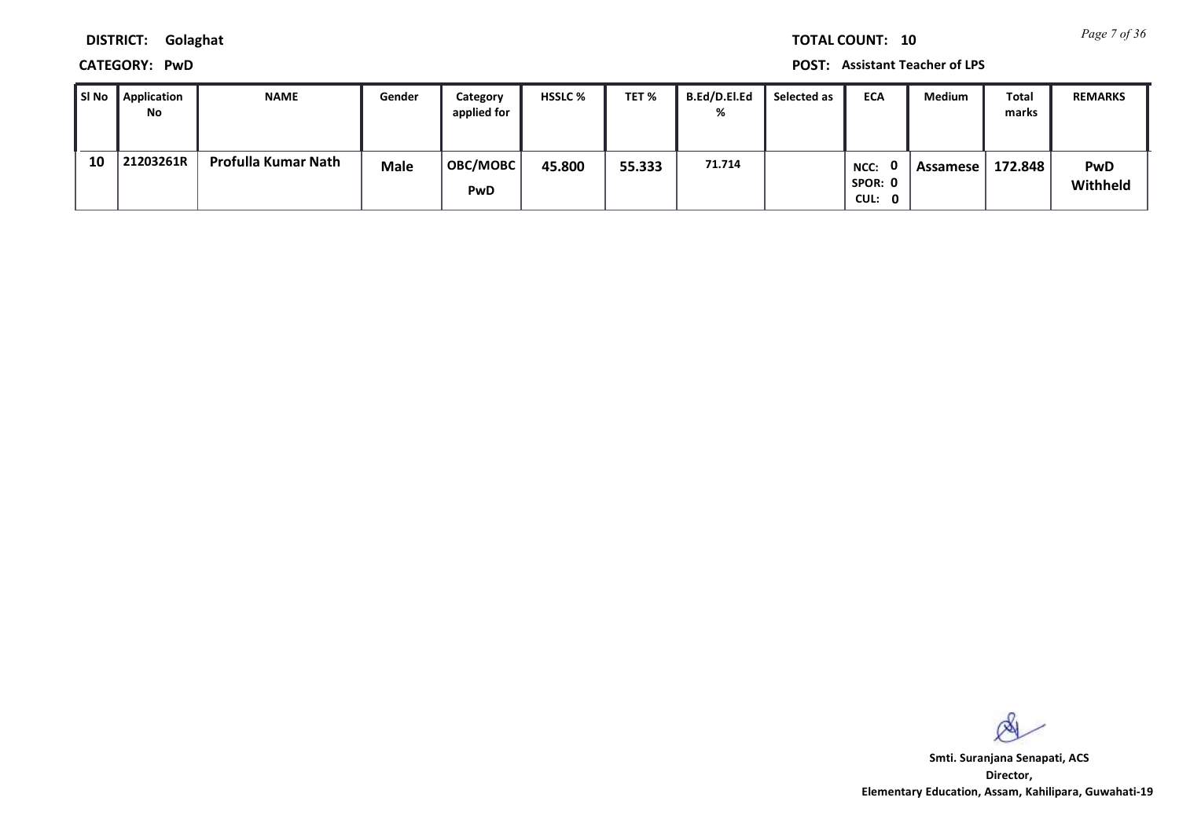**DISTRICT:** Golaghat

**CATEGORY:** PwD

**TOTAL COUNT:** 10

**POST:** Assistant Teacher of LPS

| Sl No | Application No | NAME | Gender | Category applied for | HSSLC % | TET % | B.Ed/D.El.Ed % | Selected as | ECA | Medium | Total marks | REMARKS |
|---|---|---|---|---|---|---|---|---|---|---|---|---|
| 10 | 21203261R | Profulla Kumar Nath | Male | OBC/MOBC PwD | 45.800 | 55.333 | 71.714 | | NCC: 0 SPOR: 0 CUL: 0 | Assamese | 172.848 | PwD Withheld |

**Smti. Suranjana Senapati, ACS**
**Director,**
**Elementary Education, Assam, Kahilipara, Guwahati-19**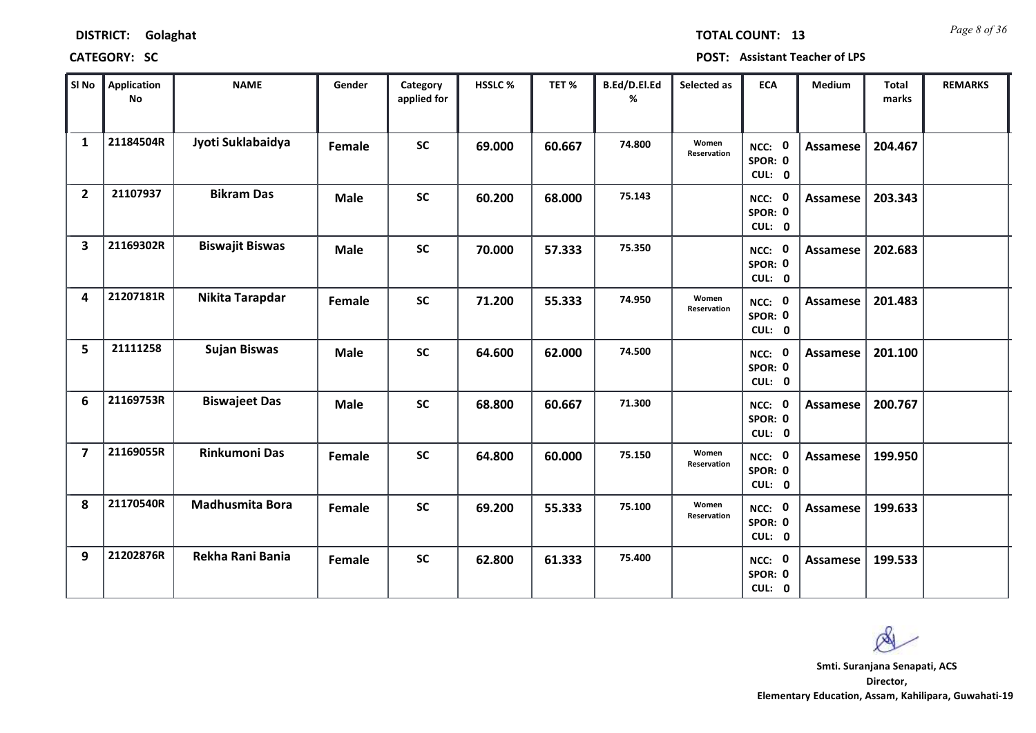**DISTRICT:** Golaghat **TOTAL COUNT:** 13

**CATEGORY:** SC **POST:** Assistant Teacher of LPS

| Sl No | Application No | NAME | Gender | Category applied for | HSSLC % | TET % | B.Ed/D.El.Ed % | Selected as | ECA | Medium | Total marks | REMARKS |
|---|---|---|---|---|---|---|---|---|---|---|---|---|
| 1 | 21184504R | Jyoti Suklabaidya | Female | SC | 69.000 | 60.667 | 74.800 | Women Reservation | NCC: 0 SPOR: 0 CUL: 0 | Assamese | 204.467 | |
| 2 | 21107937 | Bikram Das | Male | SC | 60.200 | 68.000 | 75.143 | | NCC: 0 SPOR: 0 CUL: 0 | Assamese | 203.343 | |
| 3 | 21169302R | Biswajit Biswas | Male | SC | 70.000 | 57.333 | 75.350 | | NCC: 0 SPOR: 0 CUL: 0 | Assamese | 202.683 | |
| 4 | 21207181R | Nikita Tarapdar | Female | SC | 71.200 | 55.333 | 74.950 | Women Reservation | NCC: 0 SPOR: 0 CUL: 0 | Assamese | 201.483 | |
| 5 | 21111258 | Sujan Biswas | Male | SC | 64.600 | 62.000 | 74.500 | | NCC: 0 SPOR: 0 CUL: 0 | Assamese | 201.100 | |
| 6 | 21169753R | Biswajeet Das | Male | SC | 68.800 | 60.667 | 71.300 | | NCC: 0 SPOR: 0 CUL: 0 | Assamese | 200.767 | |
| 7 | 21169055R | Rinkumoni Das | Female | SC | 64.800 | 60.000 | 75.150 | Women Reservation | NCC: 0 SPOR: 0 CUL: 0 | Assamese | 199.950 | |
| 8 | 21170540R | Madhusmita Bora | Female | SC | 69.200 | 55.333 | 75.100 | Women Reservation | NCC: 0 SPOR: 0 CUL: 0 | Assamese | 199.633 | |
| 9 | 21202876R | Rekha Rani Bania | Female | SC | 62.800 | 61.333 | 75.400 | | NCC: 0 SPOR: 0 CUL: 0 | Assamese | 199.533 | |

**Smti. Suranjana Senapati, ACS**
**Director,**
**Elementary Education, Assam, Kahilipara, Guwahati-19**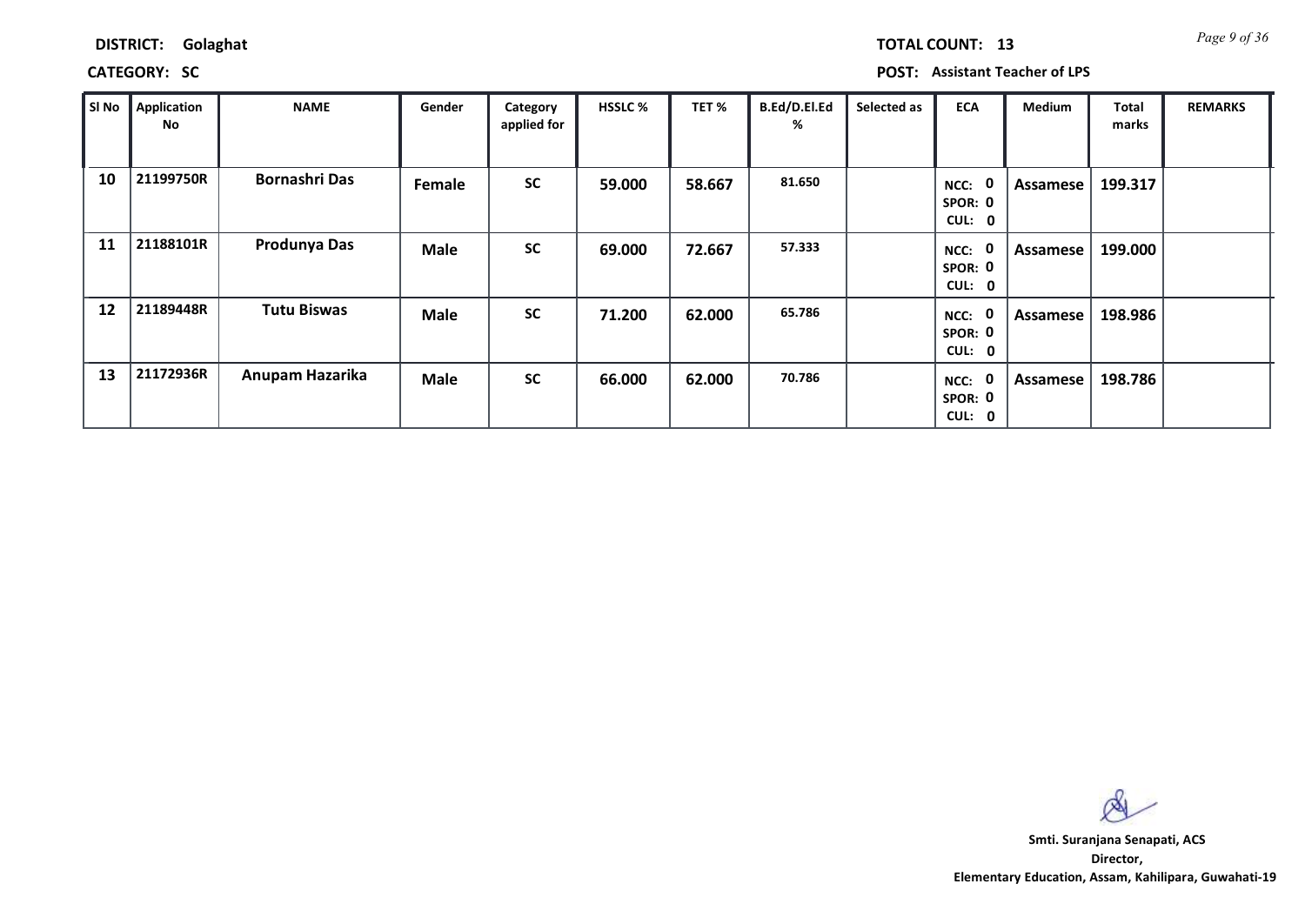**DISTRICT:** Golaghat

**TOTAL COUNT:** 13

**CATEGORY:** SC

**POST:** Assistant Teacher of LPS

| Sl No | Application No | NAME | Gender | Category applied for | HSSLC % | TET % | B.Ed/D.El.Ed % | Selected as | ECA | Medium | Total marks | REMARKS |
|---|---|---|---|---|---|---|---|---|---|---|---|---|
| 10 | 21199750R | Bornashri Das | Female | SC | 59.000 | 58.667 | 81.650 | | NCC: 0 SPOR: 0 CUL: 0 | Assamese | 199.317 | |
| 11 | 21188101R | Produnya Das | Male | SC | 69.000 | 72.667 | 57.333 | | NCC: 0 SPOR: 0 CUL: 0 | Assamese | 199.000 | |
| 12 | 21189448R | Tutu Biswas | Male | SC | 71.200 | 62.000 | 65.786 | | NCC: 0 SPOR: 0 CUL: 0 | Assamese | 198.986 | |
| 13 | 21172936R | Anupam Hazarika | Male | SC | 66.000 | 62.000 | 70.786 | | NCC: 0 SPOR: 0 CUL: 0 | Assamese | 198.786 | |

**Smti. Suranjana Senapati, ACS**
**Director,**
**Elementary Education, Assam, Kahilipara, Guwahati-19**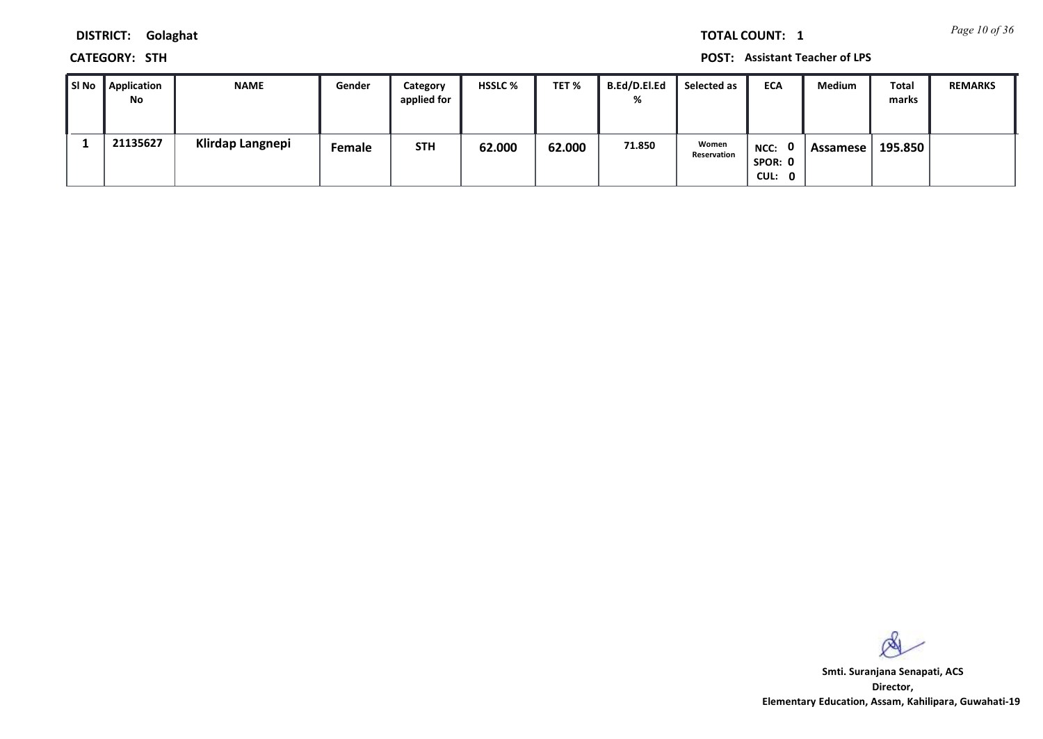**DISTRICT:** Golaghat

**TOTAL COUNT:** 1

**CATEGORY:** STH

**POST:** Assistant Teacher of LPS

| Sl No | Application No | NAME | Gender | Category applied for | HSSLC % | TET % | B.Ed/D.El.Ed % | Selected as | ECA | Medium | Total marks | REMARKS |
|---|---|---|---|---|---|---|---|---|---|---|---|---|
| 1 | 21135627 | Klirdap Langnepi | Female | STH | 62.000 | 62.000 | 71.850 | Women Reservation | NCC: 0 SPOR: 0 CUL: 0 | Assamese | 195.850 | |

**Smti. Suranjana Senapati, ACS**
**Director,**
**Elementary Education, Assam, Kahilipara, Guwahati-19**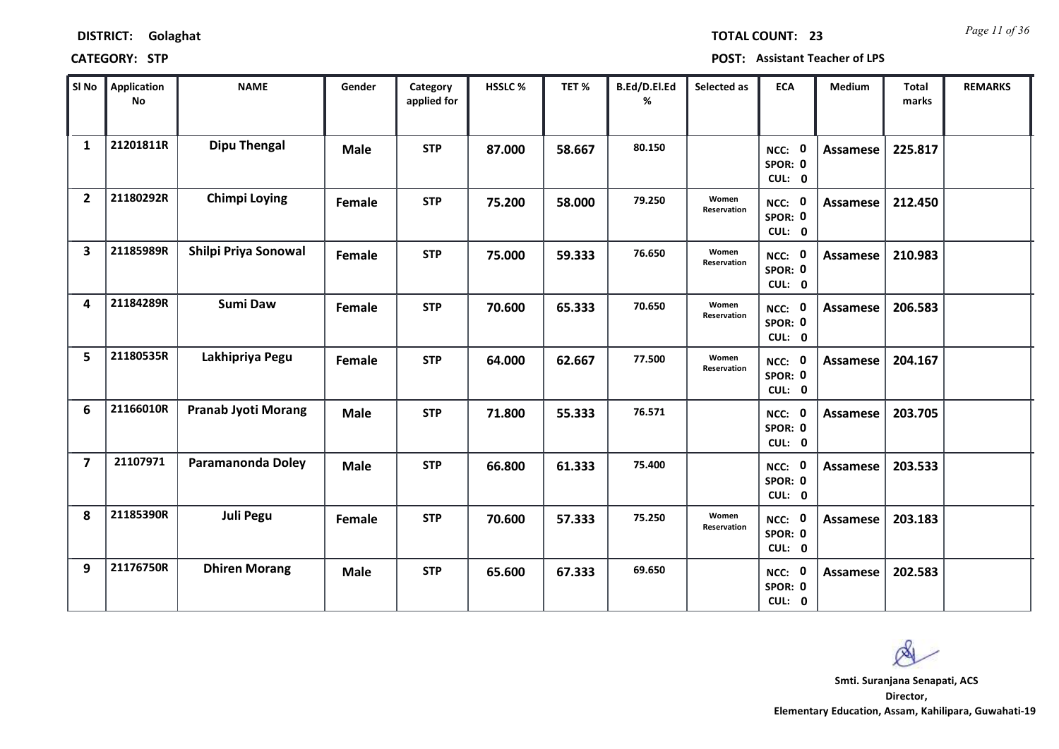**DISTRICT:** Golaghat **TOTAL COUNT:** 23

**CATEGORY:** STP **POST:** Assistant Teacher of LPS

| Sl No | Application No | NAME | Gender | Category applied for | HSSLC % | TET % | B.Ed/D.El.Ed % | Selected as | ECA | Medium | Total marks | REMARKS |
|---|---|---|---|---|---|---|---|---|---|---|---|---|
| 1 | 21201811R | Dipu Thengal | Male | STP | 87.000 | 58.667 | 80.150 | | NCC: 0 SPOR: 0 CUL: 0 | Assamese | 225.817 | |
| 2 | 21180292R | Chimpi Loying | Female | STP | 75.200 | 58.000 | 79.250 | Women Reservation | NCC: 0 SPOR: 0 CUL: 0 | Assamese | 212.450 | |
| 3 | 21185989R | Shilpi Priya Sonowal | Female | STP | 75.000 | 59.333 | 76.650 | Women Reservation | NCC: 0 SPOR: 0 CUL: 0 | Assamese | 210.983 | |
| 4 | 21184289R | Sumi Daw | Female | STP | 70.600 | 65.333 | 70.650 | Women Reservation | NCC: 0 SPOR: 0 CUL: 0 | Assamese | 206.583 | |
| 5 | 21180535R | Lakhipriya Pegu | Female | STP | 64.000 | 62.667 | 77.500 | Women Reservation | NCC: 0 SPOR: 0 CUL: 0 | Assamese | 204.167 | |
| 6 | 21166010R | Pranab Jyoti Morang | Male | STP | 71.800 | 55.333 | 76.571 | | NCC: 0 SPOR: 0 CUL: 0 | Assamese | 203.705 | |
| 7 | 21107971 | Paramanonda Doley | Male | STP | 66.800 | 61.333 | 75.400 | | NCC: 0 SPOR: 0 CUL: 0 | Assamese | 203.533 | |
| 8 | 21185390R | Juli Pegu | Female | STP | 70.600 | 57.333 | 75.250 | Women Reservation | NCC: 0 SPOR: 0 CUL: 0 | Assamese | 203.183 | |
| 9 | 21176750R | Dhiren Morang | Male | STP | 65.600 | 67.333 | 69.650 | | NCC: 0 SPOR: 0 CUL: 0 | Assamese | 202.583 | |

**Smti. Suranjana Senapati, ACS**
**Director,**
**Elementary Education, Assam, Kahilipara, Guwahati-19**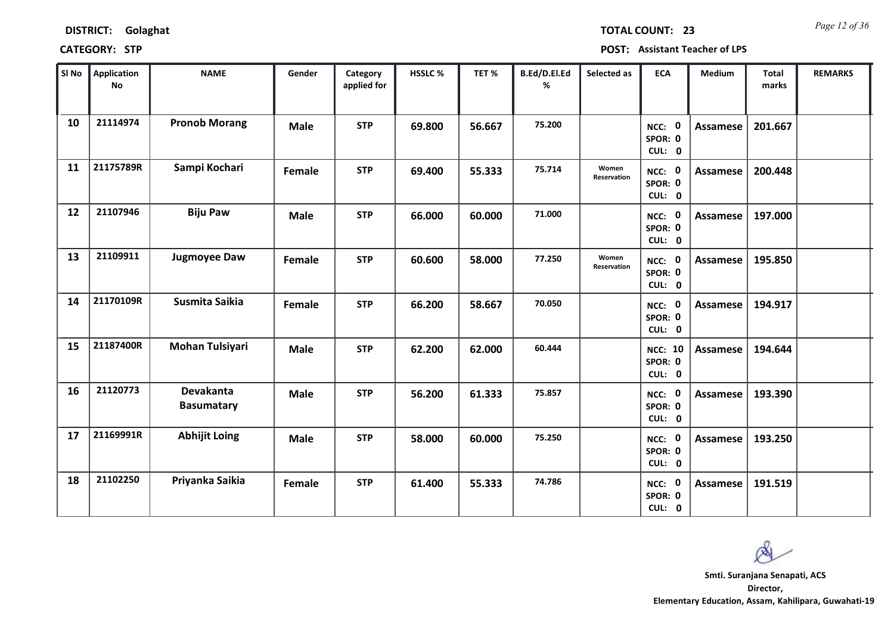**DISTRICT:** Golaghat **TOTAL COUNT:** 23

**CATEGORY:** STP **POST:** Assistant Teacher of LPS

| Sl No | Application No | NAME | Gender | Category applied for | HSSLC % | TET % | B.Ed/D.El.Ed % | Selected as | ECA | Medium | Total marks | REMARKS |
|---|---|---|---|---|---|---|---|---|---|---|---|---|
| 10 | 21114974 | Pronob Morang | Male | STP | 69.800 | 56.667 | 75.200 | | NCC: 0 SPOR: 0 CUL: 0 | Assamese | 201.667 | |
| 11 | 21175789R | Sampi Kochari | Female | STP | 69.400 | 55.333 | 75.714 | Women Reservation | NCC: 0 SPOR: 0 CUL: 0 | Assamese | 200.448 | |
| 12 | 21107946 | Biju Paw | Male | STP | 66.000 | 60.000 | 71.000 | | NCC: 0 SPOR: 0 CUL: 0 | Assamese | 197.000 | |
| 13 | 21109911 | Jugmoyee Daw | Female | STP | 60.600 | 58.000 | 77.250 | Women Reservation | NCC: 0 SPOR: 0 CUL: 0 | Assamese | 195.850 | |
| 14 | 21170109R | Susmita Saikia | Female | STP | 66.200 | 58.667 | 70.050 | | NCC: 0 SPOR: 0 CUL: 0 | Assamese | 194.917 | |
| 15 | 21187400R | Mohan Tulsiyari | Male | STP | 62.200 | 62.000 | 60.444 | | NCC: 10 SPOR: 0 CUL: 0 | Assamese | 194.644 | |
| 16 | 21120773 | Devakanta Basumatary | Male | STP | 56.200 | 61.333 | 75.857 | | NCC: 0 SPOR: 0 CUL: 0 | Assamese | 193.390 | |
| 17 | 21169991R | Abhijit Loing | Male | STP | 58.000 | 60.000 | 75.250 | | NCC: 0 SPOR: 0 CUL: 0 | Assamese | 193.250 | |
| 18 | 21102250 | Priyanka Saikia | Female | STP | 61.400 | 55.333 | 74.786 | | NCC: 0 SPOR: 0 CUL: 0 | Assamese | 191.519 | |

**Smti. Suranjana Senapati, ACS**
**Director,**
**Elementary Education, Assam, Kahilipara, Guwahati-19**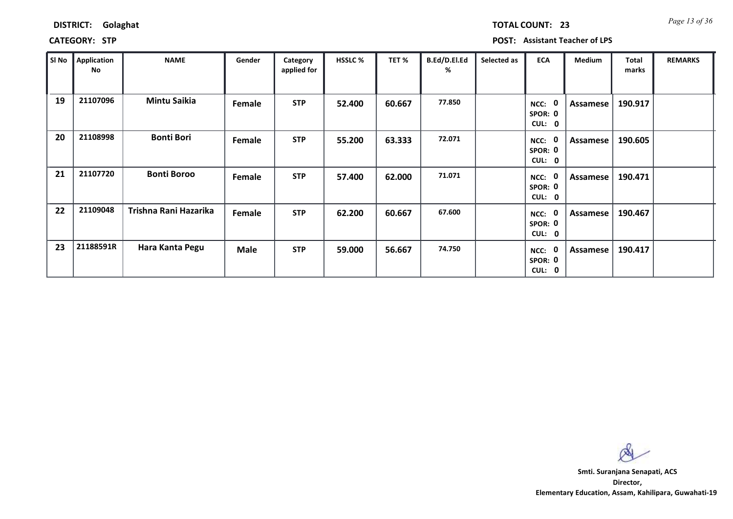**DISTRICT:** Golaghat **TOTAL COUNT:** 23

**CATEGORY:** STP **POST:** Assistant Teacher of LPS

| Sl No | Application No | NAME | Gender | Category applied for | HSSLC % | TET % | B.Ed/D.El.Ed % | Selected as | ECA | Medium | Total marks | REMARKS |
|---|---|---|---|---|---|---|---|---|---|---|---|---|
| 19 | 21107096 | Mintu Saikia | Female | STP | 52.400 | 60.667 | 77.850 | | NCC: 0 SPOR: 0 CUL: 0 | Assamese | 190.917 | |
| 20 | 21108998 | Bonti Bori | Female | STP | 55.200 | 63.333 | 72.071 | | NCC: 0 SPOR: 0 CUL: 0 | Assamese | 190.605 | |
| 21 | 21107720 | Bonti Boroo | Female | STP | 57.400 | 62.000 | 71.071 | | NCC: 0 SPOR: 0 CUL: 0 | Assamese | 190.471 | |
| 22 | 21109048 | Trishna Rani Hazarika | Female | STP | 62.200 | 60.667 | 67.600 | | NCC: 0 SPOR: 0 CUL: 0 | Assamese | 190.467 | |
| 23 | 21188591R | Hara Kanta Pegu | Male | STP | 59.000 | 56.667 | 74.750 | | NCC: 0 SPOR: 0 CUL: 0 | Assamese | 190.417 | |

**Smti. Suranjana Senapati, ACS**
**Director,**
**Elementary Education, Assam, Kahilipara, Guwahati-19**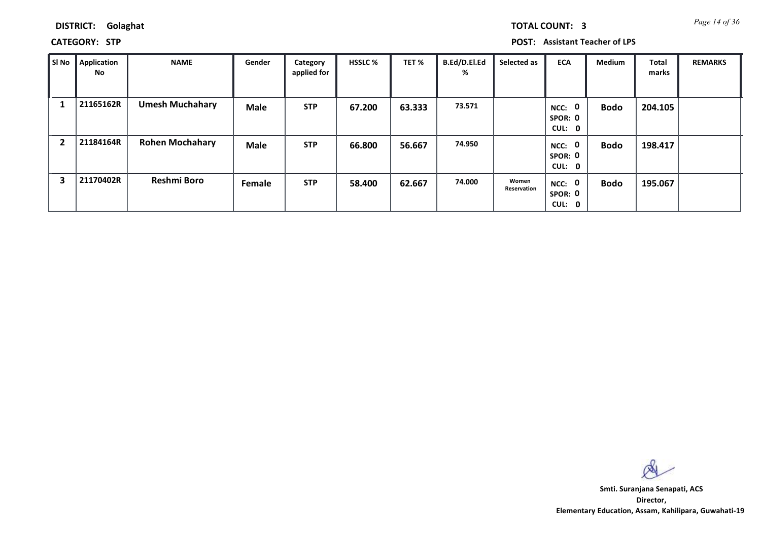**DISTRICT:** Golaghat

**TOTAL COUNT:** 3

**CATEGORY:** STP

**POST:** Assistant Teacher of LPS

| Sl No | Application No | NAME | Gender | Category applied for | HSSLC % | TET % | B.Ed/D.El.Ed % | Selected as | ECA | Medium | Total marks | REMARKS |
|---|---|---|---|---|---|---|---|---|---|---|---|---|
| 1 | 21165162R | Umesh Muchahary | Male | STP | 67.200 | 63.333 | 73.571 | | NCC: 0 SPOR: 0 CUL: 0 | Bodo | 204.105 | |
| 2 | 21184164R | Rohen Mochahary | Male | STP | 66.800 | 56.667 | 74.950 | | NCC: 0 SPOR: 0 CUL: 0 | Bodo | 198.417 | |
| 3 | 21170402R | Reshmi Boro | Female | STP | 58.400 | 62.667 | 74.000 | Women Reservation | NCC: 0 SPOR: 0 CUL: 0 | Bodo | 195.067 | |

**Smti. Suranjana Senapati, ACS**
**Director,**
**Elementary Education, Assam, Kahilipara, Guwahati-19**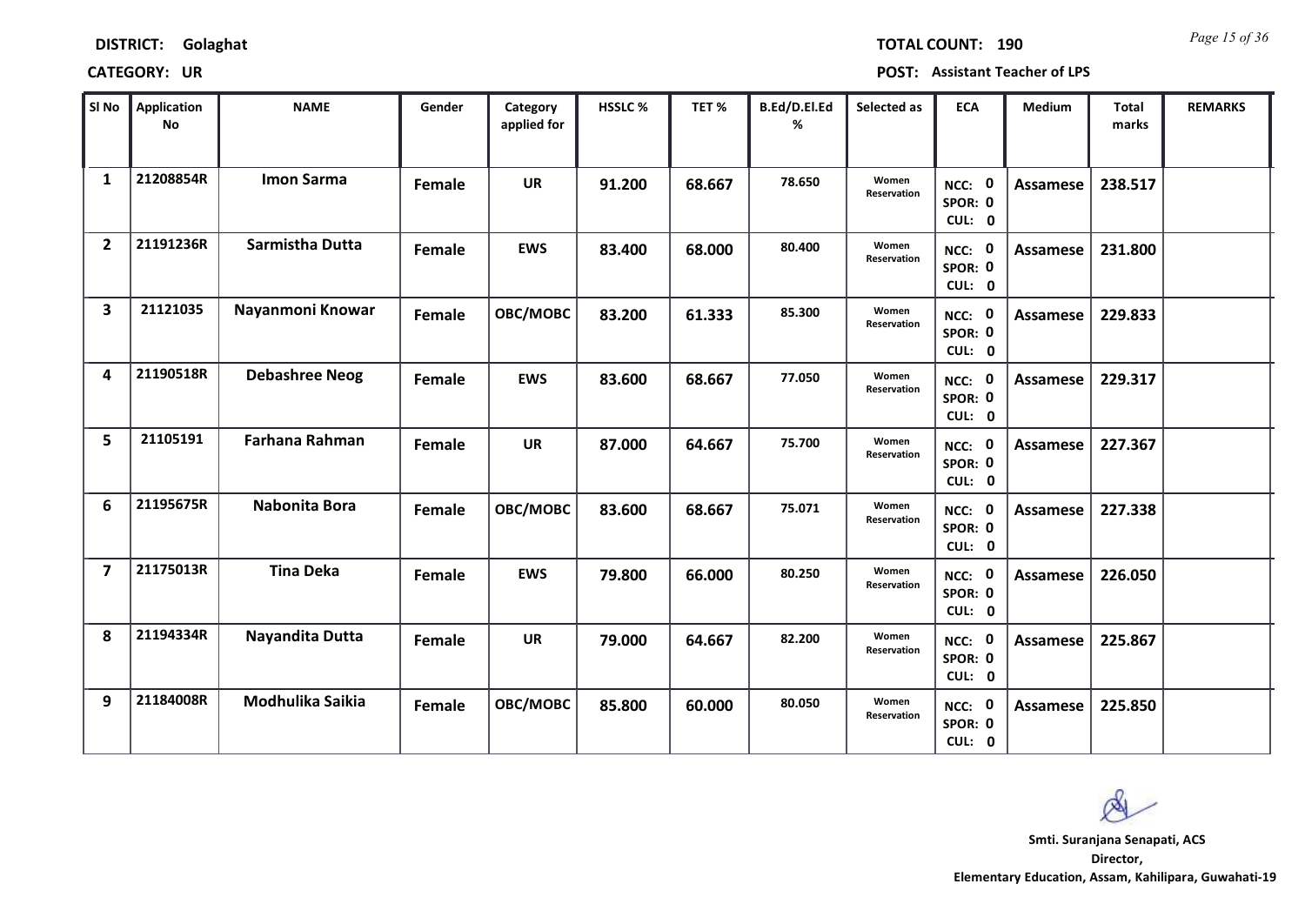**DISTRICT:** Golaghat | **TOTAL COUNT:** 190

**CATEGORY:** UR | **POST:** Assistant Teacher of LPS

| Sl No | Application No | NAME | Gender | Category applied for | HSSLC % | TET % | B.Ed/D.El.Ed % | Selected as | ECA | Medium | Total marks | REMARKS |
|---|---|---|---|---|---|---|---|---|---|---|---|---|
| 1 | 21208854R | Imon Sarma | Female | UR | 91.200 | 68.667 | 78.650 | Women Reservation | NCC: 0 SPOR: 0 CUL: 0 | Assamese | 238.517 | |
| 2 | 21191236R | Sarmistha Dutta | Female | EWS | 83.400 | 68.000 | 80.400 | Women Reservation | NCC: 0 SPOR: 0 CUL: 0 | Assamese | 231.800 | |
| 3 | 21121035 | Nayanmoni Knowar | Female | OBC/MOBC | 83.200 | 61.333 | 85.300 | Women Reservation | NCC: 0 SPOR: 0 CUL: 0 | Assamese | 229.833 | |
| 4 | 21190518R | Debashree Neog | Female | EWS | 83.600 | 68.667 | 77.050 | Women Reservation | NCC: 0 SPOR: 0 CUL: 0 | Assamese | 229.317 | |
| 5 | 21105191 | Farhana Rahman | Female | UR | 87.000 | 64.667 | 75.700 | Women Reservation | NCC: 0 SPOR: 0 CUL: 0 | Assamese | 227.367 | |
| 6 | 21195675R | Nabonita Bora | Female | OBC/MOBC | 83.600 | 68.667 | 75.071 | Women Reservation | NCC: 0 SPOR: 0 CUL: 0 | Assamese | 227.338 | |
| 7 | 21175013R | Tina Deka | Female | EWS | 79.800 | 66.000 | 80.250 | Women Reservation | NCC: 0 SPOR: 0 CUL: 0 | Assamese | 226.050 | |
| 8 | 21194334R | Nayandita Dutta | Female | UR | 79.000 | 64.667 | 82.200 | Women Reservation | NCC: 0 SPOR: 0 CUL: 0 | Assamese | 225.867 | |
| 9 | 21184008R | Modhulika Saikia | Female | OBC/MOBC | 85.800 | 60.000 | 80.050 | Women Reservation | NCC: 0 SPOR: 0 CUL: 0 | Assamese | 225.850 | |

**Smti. Suranjana Senapati, ACS**
**Director,**
**Elementary Education, Assam, Kahilipara, Guwahati-19**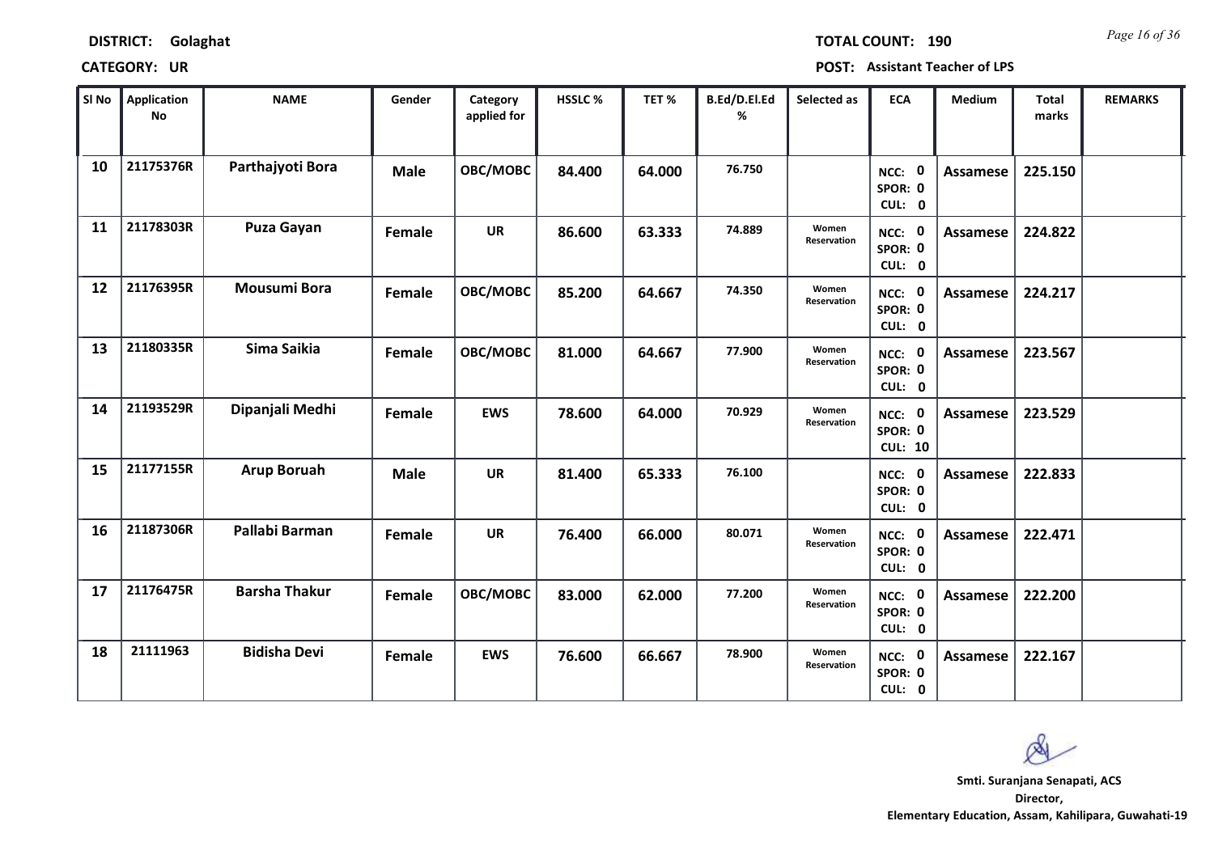**DISTRICT: Golaghat** **TOTAL COUNT: 190**

**CATEGORY: UR** **POST: Assistant Teacher of LPS**

| Sl No | Application No | NAME | Gender | Category applied for | HSSLC % | TET % | B.Ed/D.El.Ed % | Selected as | ECA | Medium | Total marks | REMARKS |
|---|---|---|---|---|---|---|---|---|---|---|---|---|
| 10 | 21175376R | Parthajyoti Bora | Male | OBC/MOBC | 84.400 | 64.000 | 76.750 | | NCC: 0 SPOR: 0 CUL: 0 | Assamese | 225.150 | |
| 11 | 21178303R | Puza Gayan | Female | UR | 86.600 | 63.333 | 74.889 | Women Reservation | NCC: 0 SPOR: 0 CUL: 0 | Assamese | 224.822 | |
| 12 | 21176395R | Mousumi Bora | Female | OBC/MOBC | 85.200 | 64.667 | 74.350 | Women Reservation | NCC: 0 SPOR: 0 CUL: 0 | Assamese | 224.217 | |
| 13 | 21180335R | Sima Saikia | Female | OBC/MOBC | 81.000 | 64.667 | 77.900 | Women Reservation | NCC: 0 SPOR: 0 CUL: 0 | Assamese | 223.567 | |
| 14 | 21193529R | Dipanjali Medhi | Female | EWS | 78.600 | 64.000 | 70.929 | Women Reservation | NCC: 0 SPOR: 0 CUL: 10 | Assamese | 223.529 | |
| 15 | 21177155R | Arup Boruah | Male | UR | 81.400 | 65.333 | 76.100 | | NCC: 0 SPOR: 0 CUL: 0 | Assamese | 222.833 | |
| 16 | 21187306R | Pallabi Barman | Female | UR | 76.400 | 66.000 | 80.071 | Women Reservation | NCC: 0 SPOR: 0 CUL: 0 | Assamese | 222.471 | |
| 17 | 21176475R | Barsha Thakur | Female | OBC/MOBC | 83.000 | 62.000 | 77.200 | Women Reservation | NCC: 0 SPOR: 0 CUL: 0 | Assamese | 222.200 | |
| 18 | 21111963 | Bidisha Devi | Female | EWS | 76.600 | 66.667 | 78.900 | Women Reservation | NCC: 0 SPOR: 0 CUL: 0 | Assamese | 222.167 | |

**Smti. Suranjana Senapati, ACS**
**Director,**
**Elementary Education, Assam, Kahilipara, Guwahati-19**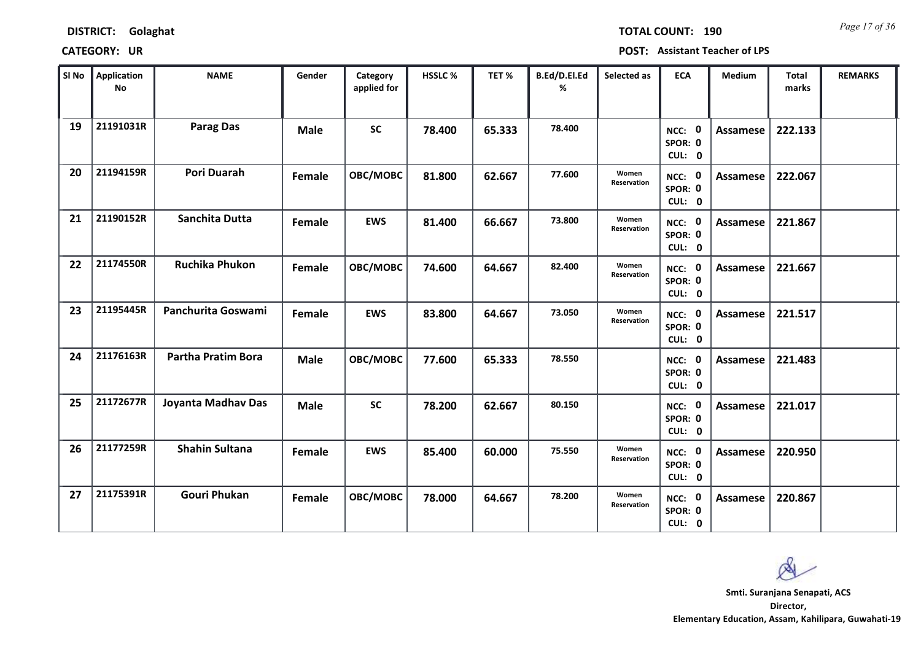**DISTRICT:** Golaghat **TOTAL COUNT:** 190

**CATEGORY:** UR **POST:** Assistant Teacher of LPS

| Sl No | Application No | NAME | Gender | Category applied for | HSSLC % | TET % | B.Ed/D.El.Ed % | Selected as | ECA | Medium | Total marks | REMARKS |
|---|---|---|---|---|---|---|---|---|---|---|---|---|
| 19 | 21191031R | Parag Das | Male | SC | 78.400 | 65.333 | 78.400 | | NCC: 0 SPOR: 0 CUL: 0 | Assamese | 222.133 | |
| 20 | 21194159R | Pori Duarah | Female | OBC/MOBC | 81.800 | 62.667 | 77.600 | Women Reservation | NCC: 0 SPOR: 0 CUL: 0 | Assamese | 222.067 | |
| 21 | 21190152R | Sanchita Dutta | Female | EWS | 81.400 | 66.667 | 73.800 | Women Reservation | NCC: 0 SPOR: 0 CUL: 0 | Assamese | 221.867 | |
| 22 | 21174550R | Ruchika Phukon | Female | OBC/MOBC | 74.600 | 64.667 | 82.400 | Women Reservation | NCC: 0 SPOR: 0 CUL: 0 | Assamese | 221.667 | |
| 23 | 21195445R | Panchurita Goswami | Female | EWS | 83.800 | 64.667 | 73.050 | Women Reservation | NCC: 0 SPOR: 0 CUL: 0 | Assamese | 221.517 | |
| 24 | 21176163R | Partha Pratim Bora | Male | OBC/MOBC | 77.600 | 65.333 | 78.550 | | NCC: 0 SPOR: 0 CUL: 0 | Assamese | 221.483 | |
| 25 | 21172677R | Joyanta Madhav Das | Male | SC | 78.200 | 62.667 | 80.150 | | NCC: 0 SPOR: 0 CUL: 0 | Assamese | 221.017 | |
| 26 | 21177259R | Shahin Sultana | Female | EWS | 85.400 | 60.000 | 75.550 | Women Reservation | NCC: 0 SPOR: 0 CUL: 0 | Assamese | 220.950 | |
| 27 | 21175391R | Gouri Phukan | Female | OBC/MOBC | 78.000 | 64.667 | 78.200 | Women Reservation | NCC: 0 SPOR: 0 CUL: 0 | Assamese | 220.867 | |

**Smti. Suranjana Senapati, ACS**
**Director,**
**Elementary Education, Assam, Kahilipara, Guwahati-19**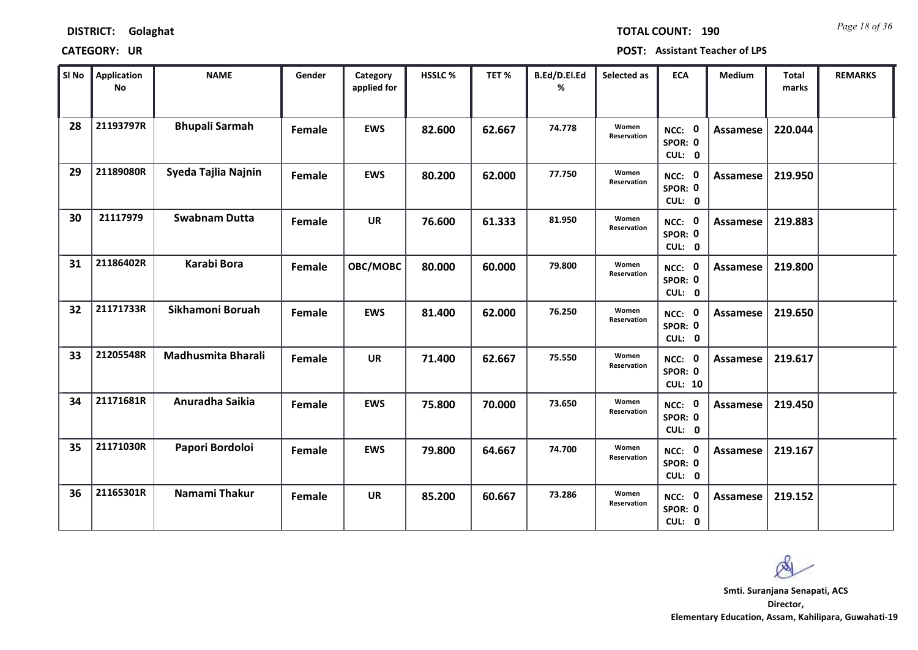**DISTRICT:** Golaghat **TOTAL COUNT:** 190

**CATEGORY:** UR **POST:** Assistant Teacher of LPS

| Sl No | Application No | NAME | Gender | Category applied for | HSSLC % | TET % | B.Ed/D.El.Ed % | Selected as | ECA | Medium | Total marks | REMARKS |
|---|---|---|---|---|---|---|---|---|---|---|---|---|
| 28 | 21193797R | Bhupali Sarmah | Female | EWS | 82.600 | 62.667 | 74.778 | Women Reservation | NCC: 0 SPOR: 0 CUL: 0 | Assamese | 220.044 | |
| 29 | 21189080R | Syeda Tajlia Najnin | Female | EWS | 80.200 | 62.000 | 77.750 | Women Reservation | NCC: 0 SPOR: 0 CUL: 0 | Assamese | 219.950 | |
| 30 | 21117979 | Swabnam Dutta | Female | UR | 76.600 | 61.333 | 81.950 | Women Reservation | NCC: 0 SPOR: 0 CUL: 0 | Assamese | 219.883 | |
| 31 | 21186402R | Karabi Bora | Female | OBC/MOBC | 80.000 | 60.000 | 79.800 | Women Reservation | NCC: 0 SPOR: 0 CUL: 0 | Assamese | 219.800 | |
| 32 | 21171733R | Sikhamoni Boruah | Female | EWS | 81.400 | 62.000 | 76.250 | Women Reservation | NCC: 0 SPOR: 0 CUL: 0 | Assamese | 219.650 | |
| 33 | 21205548R | Madhusmita Bharali | Female | UR | 71.400 | 62.667 | 75.550 | Women Reservation | NCC: 0 SPOR: 0 CUL: 10 | Assamese | 219.617 | |
| 34 | 21171681R | Anuradha Saikia | Female | EWS | 75.800 | 70.000 | 73.650 | Women Reservation | NCC: 0 SPOR: 0 CUL: 0 | Assamese | 219.450 | |
| 35 | 21171030R | Papori Bordoloi | Female | EWS | 79.800 | 64.667 | 74.700 | Women Reservation | NCC: 0 SPOR: 0 CUL: 0 | Assamese | 219.167 | |
| 36 | 21165301R | Namami Thakur | Female | UR | 85.200 | 60.667 | 73.286 | Women Reservation | NCC: 0 SPOR: 0 CUL: 0 | Assamese | 219.152 | |

**Smti. Suranjana Senapati, ACS**
**Director,**
**Elementary Education, Assam, Kahilipara, Guwahati-19**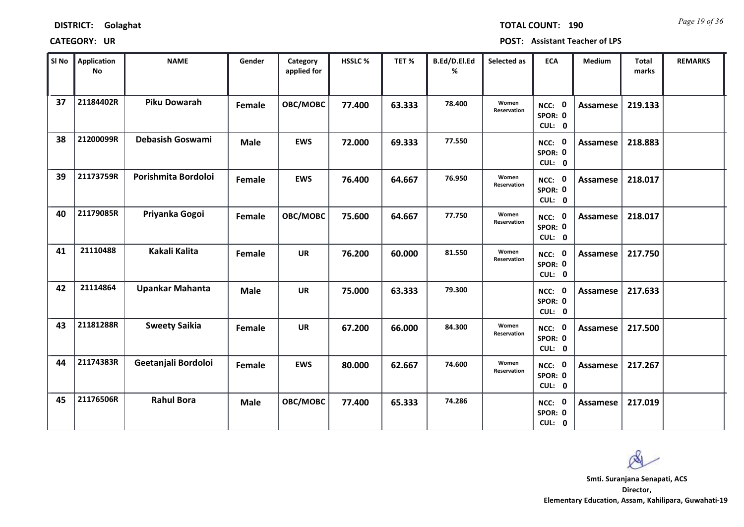**DISTRICT:** Golaghat **TOTAL COUNT:** 190

**CATEGORY:** UR **POST:** Assistant Teacher of LPS

| Sl No | Application No | NAME | Gender | Category applied for | HSSLC % | TET % | B.Ed/D.El.Ed % | Selected as | ECA | Medium | Total marks | REMARKS |
|---|---|---|---|---|---|---|---|---|---|---|---|---|
| 37 | 21184402R | Piku Dowarah | Female | OBC/MOBC | 77.400 | 63.333 | 78.400 | Women Reservation | NCC: 0 SPOR: 0 CUL: 0 | Assamese | 219.133 | |
| 38 | 21200099R | Debasish Goswami | Male | EWS | 72.000 | 69.333 | 77.550 | | NCC: 0 SPOR: 0 CUL: 0 | Assamese | 218.883 | |
| 39 | 21173759R | Porishmita Bordoloi | Female | EWS | 76.400 | 64.667 | 76.950 | Women Reservation | NCC: 0 SPOR: 0 CUL: 0 | Assamese | 218.017 | |
| 40 | 21179085R | Priyanka Gogoi | Female | OBC/MOBC | 75.600 | 64.667 | 77.750 | Women Reservation | NCC: 0 SPOR: 0 CUL: 0 | Assamese | 218.017 | |
| 41 | 21110488 | Kakali Kalita | Female | UR | 76.200 | 60.000 | 81.550 | Women Reservation | NCC: 0 SPOR: 0 CUL: 0 | Assamese | 217.750 | |
| 42 | 21114864 | Upankar Mahanta | Male | UR | 75.000 | 63.333 | 79.300 | | NCC: 0 SPOR: 0 CUL: 0 | Assamese | 217.633 | |
| 43 | 21181288R | Sweety Saikia | Female | UR | 67.200 | 66.000 | 84.300 | Women Reservation | NCC: 0 SPOR: 0 CUL: 0 | Assamese | 217.500 | |
| 44 | 21174383R | Geetanjali Bordoloi | Female | EWS | 80.000 | 62.667 | 74.600 | Women Reservation | NCC: 0 SPOR: 0 CUL: 0 | Assamese | 217.267 | |
| 45 | 21176506R | Rahul Bora | Male | OBC/MOBC | 77.400 | 65.333 | 74.286 | | NCC: 0 SPOR: 0 CUL: 0 | Assamese | 217.019 | |

**Smti. Suranjana Senapati, ACS**
**Director,**
**Elementary Education, Assam, Kahilipara, Guwahati-19**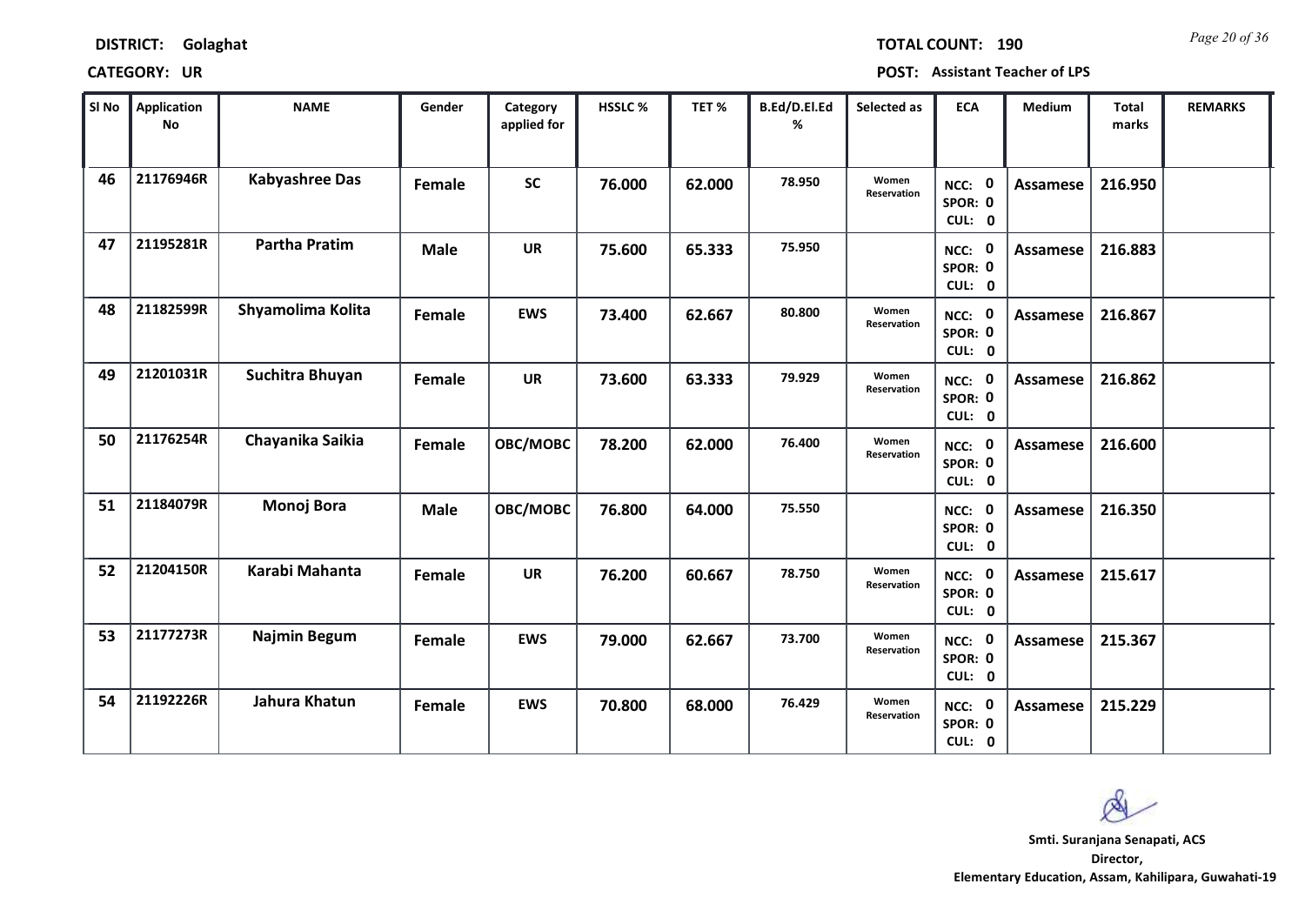**DISTRICT:** Golaghat **TOTAL COUNT:** 190

**CATEGORY:** UR **POST:** Assistant Teacher of LPS

| Sl No | Application No | NAME | Gender | Category applied for | HSSLC % | TET % | B.Ed/D.El.Ed % | Selected as | ECA | Medium | Total marks | REMARKS |
|---|---|---|---|---|---|---|---|---|---|---|---|---|
| 46 | 21176946R | Kabyashree Das | Female | SC | 76.000 | 62.000 | 78.950 | Women Reservation | NCC: 0 SPOR: 0 CUL: 0 | Assamese | 216.950 | |
| 47 | 21195281R | Partha Pratim | Male | UR | 75.600 | 65.333 | 75.950 | | NCC: 0 SPOR: 0 CUL: 0 | Assamese | 216.883 | |
| 48 | 21182599R | Shyamolima Kolita | Female | EWS | 73.400 | 62.667 | 80.800 | Women Reservation | NCC: 0 SPOR: 0 CUL: 0 | Assamese | 216.867 | |
| 49 | 21201031R | Suchitra Bhuyan | Female | UR | 73.600 | 63.333 | 79.929 | Women Reservation | NCC: 0 SPOR: 0 CUL: 0 | Assamese | 216.862 | |
| 50 | 21176254R | Chayanika Saikia | Female | OBC/MOBC | 78.200 | 62.000 | 76.400 | Women Reservation | NCC: 0 SPOR: 0 CUL: 0 | Assamese | 216.600 | |
| 51 | 21184079R | Monoj Bora | Male | OBC/MOBC | 76.800 | 64.000 | 75.550 | | NCC: 0 SPOR: 0 CUL: 0 | Assamese | 216.350 | |
| 52 | 21204150R | Karabi Mahanta | Female | UR | 76.200 | 60.667 | 78.750 | Women Reservation | NCC: 0 SPOR: 0 CUL: 0 | Assamese | 215.617 | |
| 53 | 21177273R | Najmin Begum | Female | EWS | 79.000 | 62.667 | 73.700 | Women Reservation | NCC: 0 SPOR: 0 CUL: 0 | Assamese | 215.367 | |
| 54 | 21192226R | Jahura Khatun | Female | EWS | 70.800 | 68.000 | 76.429 | Women Reservation | NCC: 0 SPOR: 0 CUL: 0 | Assamese | 215.229 | |

**Smti. Suranjana Senapati, ACS**
**Director,**
**Elementary Education, Assam, Kahilipara, Guwahati-19**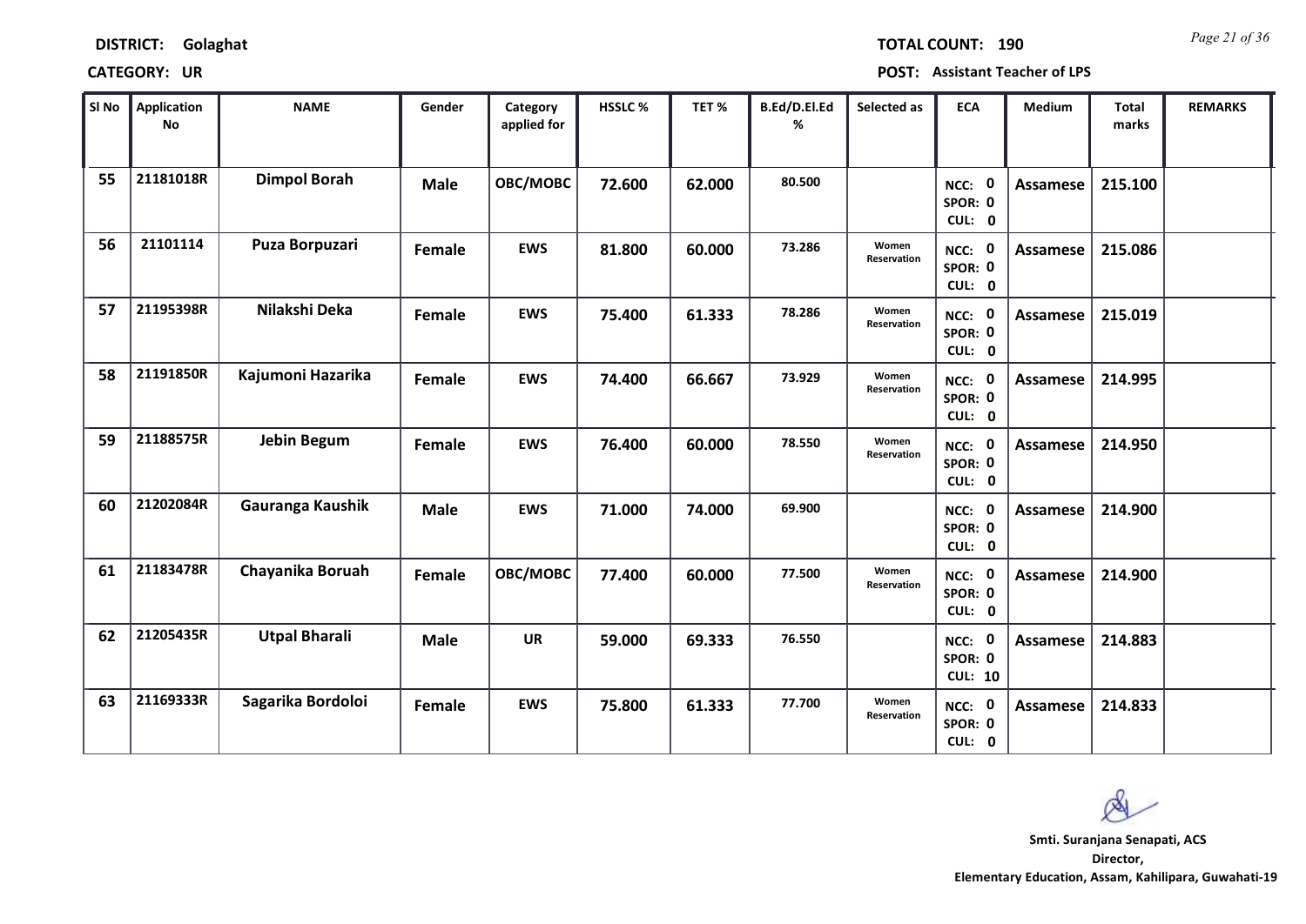**DISTRICT: Golaghat** **TOTAL COUNT: 190**

**CATEGORY: UR** **POST: Assistant Teacher of LPS**

| Sl No | Application No | NAME | Gender | Category applied for | HSSLC % | TET % | B.Ed/D.El.Ed % | Selected as | ECA | Medium | Total marks | REMARKS |
|---|---|---|---|---|---|---|---|---|---|---|---|---|
| 55 | 21181018R | Dimpol Borah | Male | OBC/MOBC | 72.600 | 62.000 | 80.500 | | NCC: 0 SPOR: 0 CUL: 0 | Assamese | 215.100 | |
| 56 | 21101114 | Puza Borpuzari | Female | EWS | 81.800 | 60.000 | 73.286 | Women Reservation | NCC: 0 SPOR: 0 CUL: 0 | Assamese | 215.086 | |
| 57 | 21195398R | Nilakshi Deka | Female | EWS | 75.400 | 61.333 | 78.286 | Women Reservation | NCC: 0 SPOR: 0 CUL: 0 | Assamese | 215.019 | |
| 58 | 21191850R | Kajumoni Hazarika | Female | EWS | 74.400 | 66.667 | 73.929 | Women Reservation | NCC: 0 SPOR: 0 CUL: 0 | Assamese | 214.995 | |
| 59 | 21188575R | Jebin Begum | Female | EWS | 76.400 | 60.000 | 78.550 | Women Reservation | NCC: 0 SPOR: 0 CUL: 0 | Assamese | 214.950 | |
| 60 | 21202084R | Gauranga Kaushik | Male | EWS | 71.000 | 74.000 | 69.900 | | NCC: 0 SPOR: 0 CUL: 0 | Assamese | 214.900 | |
| 61 | 21183478R | Chayanika Boruah | Female | OBC/MOBC | 77.400 | 60.000 | 77.500 | Women Reservation | NCC: 0 SPOR: 0 CUL: 0 | Assamese | 214.900 | |
| 62 | 21205435R | Utpal Bharali | Male | UR | 59.000 | 69.333 | 76.550 | | NCC: 0 SPOR: 0 CUL: 10 | Assamese | 214.883 | |
| 63 | 21169333R | Sagarika Bordoloi | Female | EWS | 75.800 | 61.333 | 77.700 | Women Reservation | NCC: 0 SPOR: 0 CUL: 0 | Assamese | 214.833 | |

**Smti. Suranjana Senapati, ACS**
**Director,**
**Elementary Education, Assam, Kahilipara, Guwahati-19**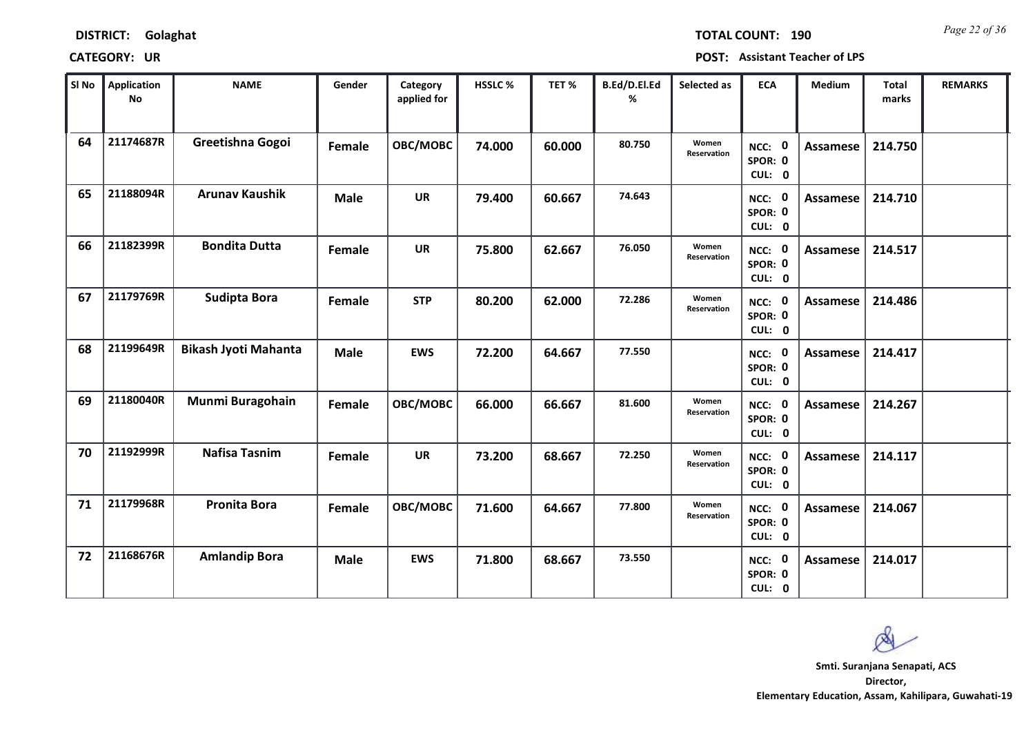**DISTRICT: Golaghat** **TOTAL COUNT: 190**

**CATEGORY: UR** **POST: Assistant Teacher of LPS**

| Sl No | Application No | NAME | Gender | Category applied for | HSSLC % | TET % | B.Ed/D.El.Ed % | Selected as | ECA | Medium | Total marks | REMARKS |
|---|---|---|---|---|---|---|---|---|---|---|---|---|
| 64 | 21174687R | Greetishna Gogoi | Female | OBC/MOBC | 74.000 | 60.000 | 80.750 | Women Reservation | NCC: 0 SPOR: 0 CUL: 0 | Assamese | 214.750 | |
| 65 | 21188094R | Arunav Kaushik | Male | UR | 79.400 | 60.667 | 74.643 | | NCC: 0 SPOR: 0 CUL: 0 | Assamese | 214.710 | |
| 66 | 21182399R | Bondita Dutta | Female | UR | 75.800 | 62.667 | 76.050 | Women Reservation | NCC: 0 SPOR: 0 CUL: 0 | Assamese | 214.517 | |
| 67 | 21179769R | Sudipta Bora | Female | STP | 80.200 | 62.000 | 72.286 | Women Reservation | NCC: 0 SPOR: 0 CUL: 0 | Assamese | 214.486 | |
| 68 | 21199649R | Bikash Jyoti Mahanta | Male | EWS | 72.200 | 64.667 | 77.550 | | NCC: 0 SPOR: 0 CUL: 0 | Assamese | 214.417 | |
| 69 | 21180040R | Munmi Buragohain | Female | OBC/MOBC | 66.000 | 66.667 | 81.600 | Women Reservation | NCC: 0 SPOR: 0 CUL: 0 | Assamese | 214.267 | |
| 70 | 21192999R | Nafisa Tasnim | Female | UR | 73.200 | 68.667 | 72.250 | Women Reservation | NCC: 0 SPOR: 0 CUL: 0 | Assamese | 214.117 | |
| 71 | 21179968R | Pronita Bora | Female | OBC/MOBC | 71.600 | 64.667 | 77.800 | Women Reservation | NCC: 0 SPOR: 0 CUL: 0 | Assamese | 214.067 | |
| 72 | 21168676R | Amlandip Bora | Male | EWS | 71.800 | 68.667 | 73.550 | | NCC: 0 SPOR: 0 CUL: 0 | Assamese | 214.017 | |

**Smti. Suranjana Senapati, ACS**
**Director,**
**Elementary Education, Assam, Kahilipara, Guwahati-19**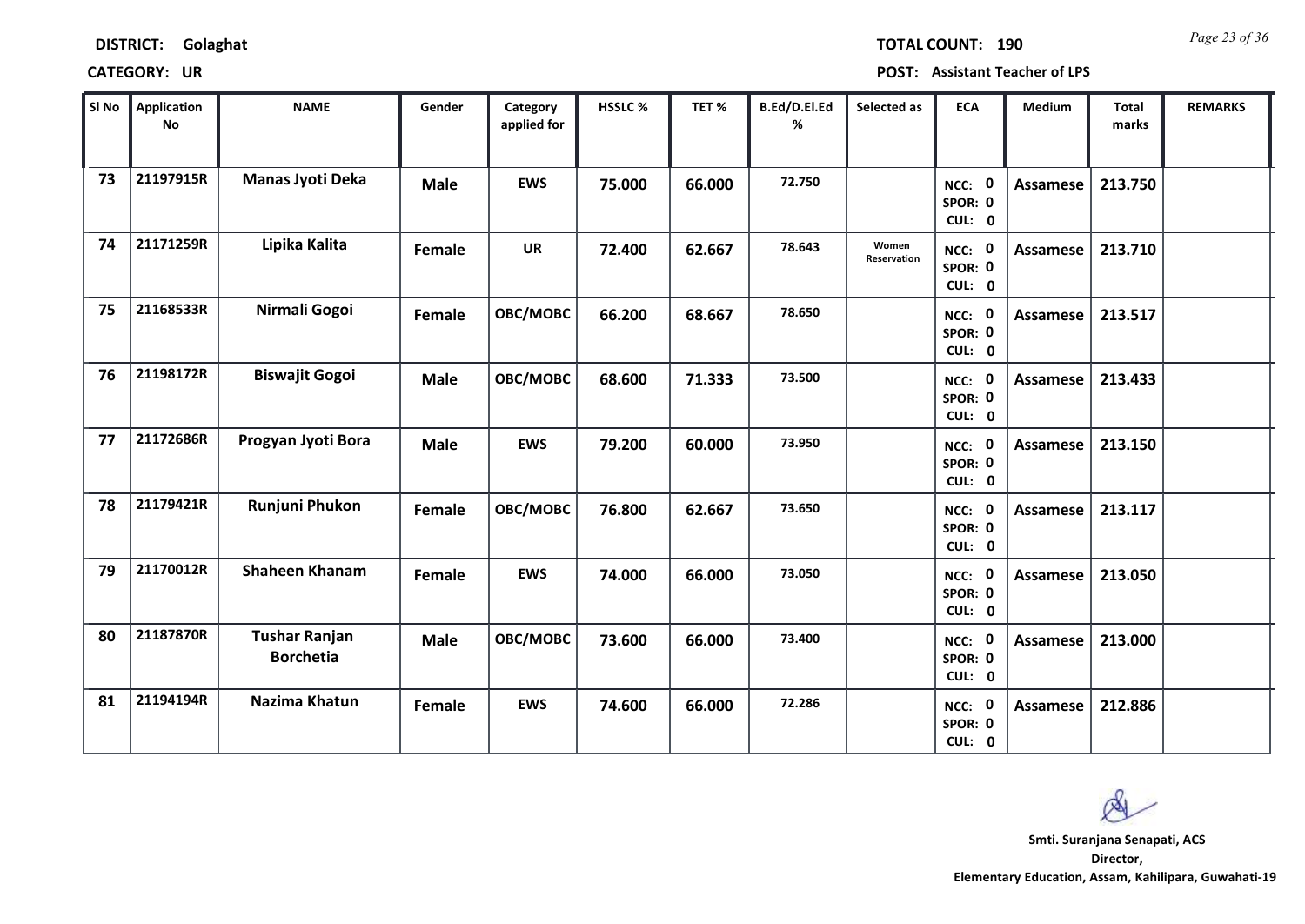**DISTRICT:** Golaghat **TOTAL COUNT:** 190

**CATEGORY:** UR **POST:** Assistant Teacher of LPS

| Sl No | Application No | NAME | Gender | Category applied for | HSSLC % | TET % | B.Ed/D.El.Ed % | Selected as | ECA | Medium | Total marks | REMARKS |
|---|---|---|---|---|---|---|---|---|---|---|---|---|
| 73 | 21197915R | Manas Jyoti Deka | Male | EWS | 75.000 | 66.000 | 72.750 | | NCC: 0 SPOR: 0 CUL: 0 | Assamese | 213.750 | |
| 74 | 21171259R | Lipika Kalita | Female | UR | 72.400 | 62.667 | 78.643 | Women Reservation | NCC: 0 SPOR: 0 CUL: 0 | Assamese | 213.710 | |
| 75 | 21168533R | Nirmali Gogoi | Female | OBC/MOBC | 66.200 | 68.667 | 78.650 | | NCC: 0 SPOR: 0 CUL: 0 | Assamese | 213.517 | |
| 76 | 21198172R | Biswajit Gogoi | Male | OBC/MOBC | 68.600 | 71.333 | 73.500 | | NCC: 0 SPOR: 0 CUL: 0 | Assamese | 213.433 | |
| 77 | 21172686R | Progyan Jyoti Bora | Male | EWS | 79.200 | 60.000 | 73.950 | | NCC: 0 SPOR: 0 CUL: 0 | Assamese | 213.150 | |
| 78 | 21179421R | Runjuni Phukon | Female | OBC/MOBC | 76.800 | 62.667 | 73.650 | | NCC: 0 SPOR: 0 CUL: 0 | Assamese | 213.117 | |
| 79 | 21170012R | Shaheen Khanam | Female | EWS | 74.000 | 66.000 | 73.050 | | NCC: 0 SPOR: 0 CUL: 0 | Assamese | 213.050 | |
| 80 | 21187870R | Tushar Ranjan Borchetia | Male | OBC/MOBC | 73.600 | 66.000 | 73.400 | | NCC: 0 SPOR: 0 CUL: 0 | Assamese | 213.000 | |
| 81 | 21194194R | Nazima Khatun | Female | EWS | 74.600 | 66.000 | 72.286 | | NCC: 0 SPOR: 0 CUL: 0 | Assamese | 212.886 | |

**Smti. Suranjana Senapati, ACS**
**Director,**
**Elementary Education, Assam, Kahilipara, Guwahati-19**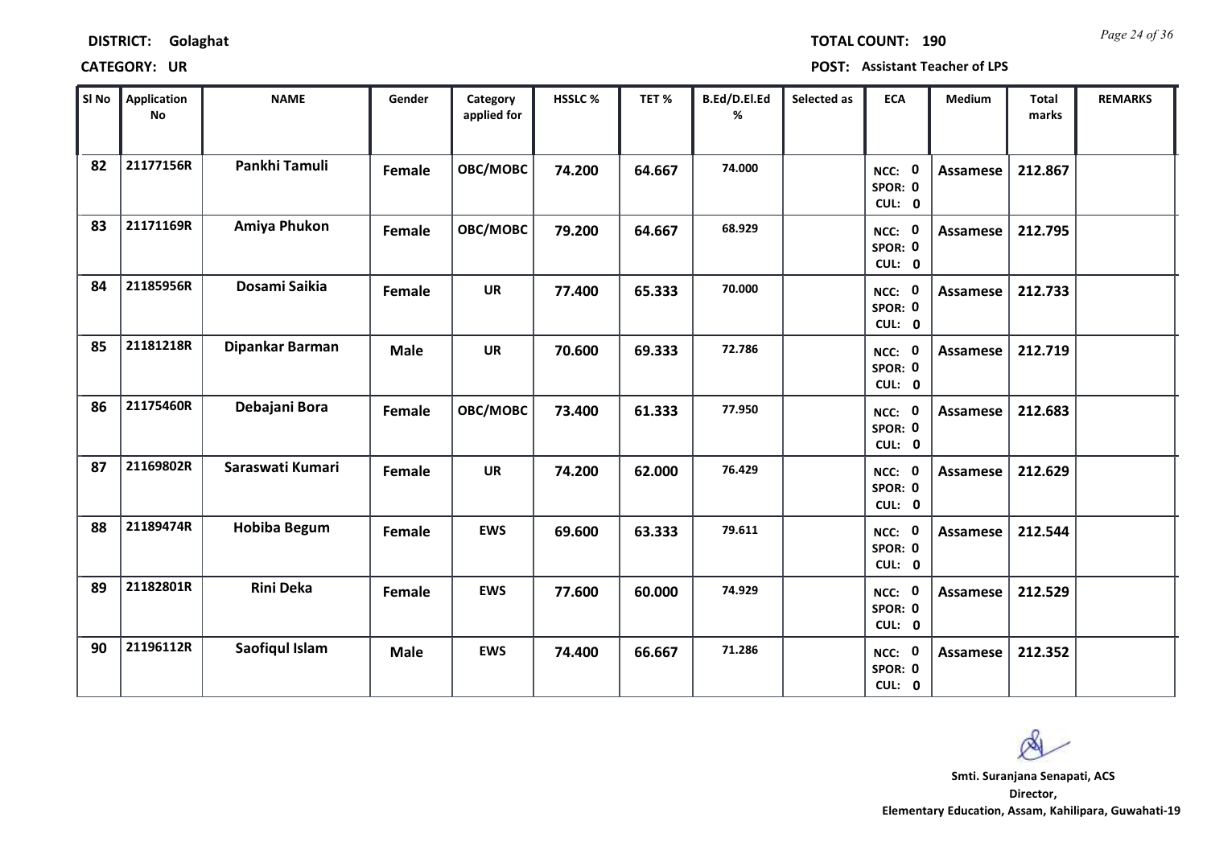**DISTRICT: Golaghat** **TOTAL COUNT: 190**

**CATEGORY: UR** **POST: Assistant Teacher of LPS**

| Sl No | Application No | NAME | Gender | Category applied for | HSSLC % | TET % | B.Ed/D.El.Ed % | Selected as | ECA | Medium | Total marks | REMARKS |
|---|---|---|---|---|---|---|---|---|---|---|---|---|
| 82 | 21177156R | Pankhi Tamuli | Female | OBC/MOBC | 74.200 | 64.667 | 74.000 | | NCC: 0 SPOR: 0 CUL: 0 | Assamese | 212.867 | |
| 83 | 21171169R | Amiya Phukon | Female | OBC/MOBC | 79.200 | 64.667 | 68.929 | | NCC: 0 SPOR: 0 CUL: 0 | Assamese | 212.795 | |
| 84 | 21185956R | Dosami Saikia | Female | UR | 77.400 | 65.333 | 70.000 | | NCC: 0 SPOR: 0 CUL: 0 | Assamese | 212.733 | |
| 85 | 21181218R | Dipankar Barman | Male | UR | 70.600 | 69.333 | 72.786 | | NCC: 0 SPOR: 0 CUL: 0 | Assamese | 212.719 | |
| 86 | 21175460R | Debajani Bora | Female | OBC/MOBC | 73.400 | 61.333 | 77.950 | | NCC: 0 SPOR: 0 CUL: 0 | Assamese | 212.683 | |
| 87 | 21169802R | Saraswati Kumari | Female | UR | 74.200 | 62.000 | 76.429 | | NCC: 0 SPOR: 0 CUL: 0 | Assamese | 212.629 | |
| 88 | 21189474R | Hobiba Begum | Female | EWS | 69.600 | 63.333 | 79.611 | | NCC: 0 SPOR: 0 CUL: 0 | Assamese | 212.544 | |
| 89 | 21182801R | Rini Deka | Female | EWS | 77.600 | 60.000 | 74.929 | | NCC: 0 SPOR: 0 CUL: 0 | Assamese | 212.529 | |
| 90 | 21196112R | Saofiqul Islam | Male | EWS | 74.400 | 66.667 | 71.286 | | NCC: 0 SPOR: 0 CUL: 0 | Assamese | 212.352 | |

**Smti. Suranjana Senapati, ACS**
**Director,**
**Elementary Education, Assam, Kahilipara, Guwahati-19**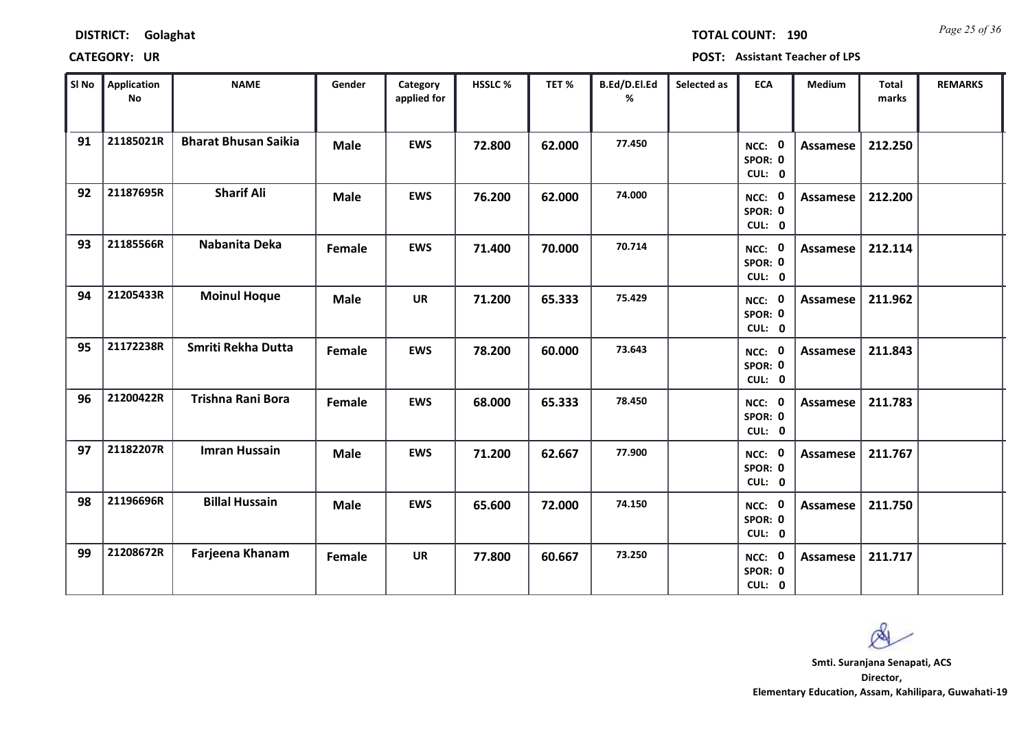**DISTRICT:** Golaghat  **TOTAL COUNT:** 190

**CATEGORY:** UR  **POST:** Assistant Teacher of LPS

| Sl No | Application No | NAME | Gender | Category applied for | HSSLC % | TET % | B.Ed/D.El.Ed % | Selected as | ECA | Medium | Total marks | REMARKS |
|---|---|---|---|---|---|---|---|---|---|---|---|---|
| 91 | 21185021R | Bharat Bhusan Saikia | Male | EWS | 72.800 | 62.000 | 77.450 | | NCC: 0 SPOR: 0 CUL: 0 | Assamese | 212.250 | |
| 92 | 21187695R | Sharif Ali | Male | EWS | 76.200 | 62.000 | 74.000 | | NCC: 0 SPOR: 0 CUL: 0 | Assamese | 212.200 | |
| 93 | 21185566R | Nabanita Deka | Female | EWS | 71.400 | 70.000 | 70.714 | | NCC: 0 SPOR: 0 CUL: 0 | Assamese | 212.114 | |
| 94 | 21205433R | Moinul Hoque | Male | UR | 71.200 | 65.333 | 75.429 | | NCC: 0 SPOR: 0 CUL: 0 | Assamese | 211.962 | |
| 95 | 21172238R | Smriti Rekha Dutta | Female | EWS | 78.200 | 60.000 | 73.643 | | NCC: 0 SPOR: 0 CUL: 0 | Assamese | 211.843 | |
| 96 | 21200422R | Trishna Rani Bora | Female | EWS | 68.000 | 65.333 | 78.450 | | NCC: 0 SPOR: 0 CUL: 0 | Assamese | 211.783 | |
| 97 | 21182207R | Imran Hussain | Male | EWS | 71.200 | 62.667 | 77.900 | | NCC: 0 SPOR: 0 CUL: 0 | Assamese | 211.767 | |
| 98 | 21196696R | Billal Hussain | Male | EWS | 65.600 | 72.000 | 74.150 | | NCC: 0 SPOR: 0 CUL: 0 | Assamese | 211.750 | |
| 99 | 21208672R | Farjeena Khanam | Female | UR | 77.800 | 60.667 | 73.250 | | NCC: 0 SPOR: 0 CUL: 0 | Assamese | 211.717 | |

**Smti. Suranjana Senapati, ACS**
**Director,**
**Elementary Education, Assam, Kahilipara, Guwahati-19**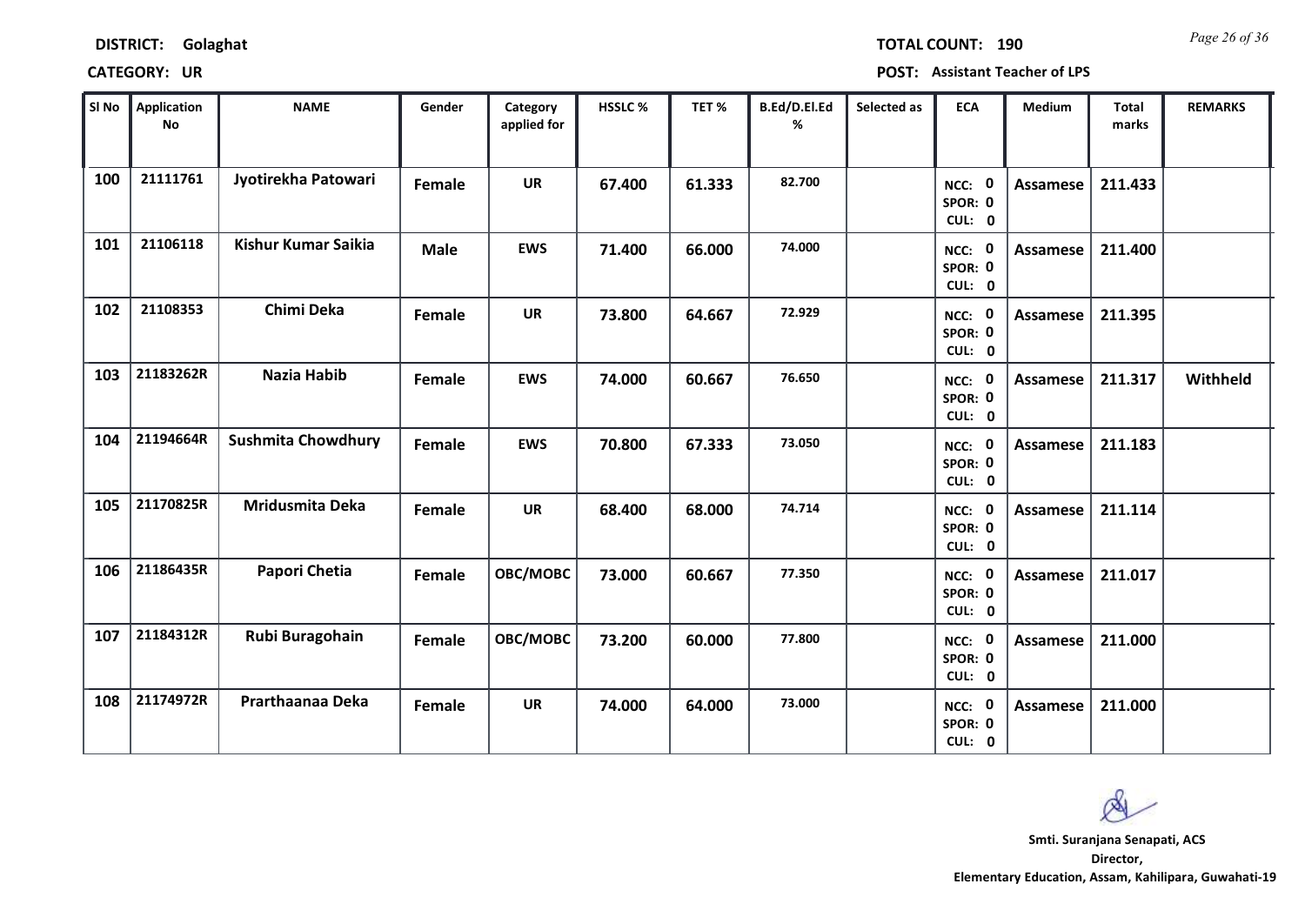**DISTRICT: Golaghat** **TOTAL COUNT: 190**

**CATEGORY: UR** **POST: Assistant Teacher of LPS**

| Sl No | Application No | NAME | Gender | Category applied for | HSSLC % | TET % | B.Ed/D.El.Ed % | Selected as | ECA | Medium | Total marks | REMARKS |
|---|---|---|---|---|---|---|---|---|---|---|---|---|
| 100 | 21111761 | Jyotirekha Patowari | Female | UR | 67.400 | 61.333 | 82.700 | | NCC: 0 SPOR: 0 CUL: 0 | Assamese | 211.433 | |
| 101 | 21106118 | Kishur Kumar Saikia | Male | EWS | 71.400 | 66.000 | 74.000 | | NCC: 0 SPOR: 0 CUL: 0 | Assamese | 211.400 | |
| 102 | 21108353 | Chimi Deka | Female | UR | 73.800 | 64.667 | 72.929 | | NCC: 0 SPOR: 0 CUL: 0 | Assamese | 211.395 | |
| 103 | 21183262R | Nazia Habib | Female | EWS | 74.000 | 60.667 | 76.650 | | NCC: 0 SPOR: 0 CUL: 0 | Assamese | 211.317 | Withheld |
| 104 | 21194664R | Sushmita Chowdhury | Female | EWS | 70.800 | 67.333 | 73.050 | | NCC: 0 SPOR: 0 CUL: 0 | Assamese | 211.183 | |
| 105 | 21170825R | Mridusmita Deka | Female | UR | 68.400 | 68.000 | 74.714 | | NCC: 0 SPOR: 0 CUL: 0 | Assamese | 211.114 | |
| 106 | 21186435R | Papori Chetia | Female | OBC/MOBC | 73.000 | 60.667 | 77.350 | | NCC: 0 SPOR: 0 CUL: 0 | Assamese | 211.017 | |
| 107 | 21184312R | Rubi Buragohain | Female | OBC/MOBC | 73.200 | 60.000 | 77.800 | | NCC: 0 SPOR: 0 CUL: 0 | Assamese | 211.000 | |
| 108 | 21174972R | Prarthaanaa Deka | Female | UR | 74.000 | 64.000 | 73.000 | | NCC: 0 SPOR: 0 CUL: 0 | Assamese | 211.000 | |

**Smti. Suranjana Senapati, ACS**
**Director,**
**Elementary Education, Assam, Kahilipara, Guwahati-19**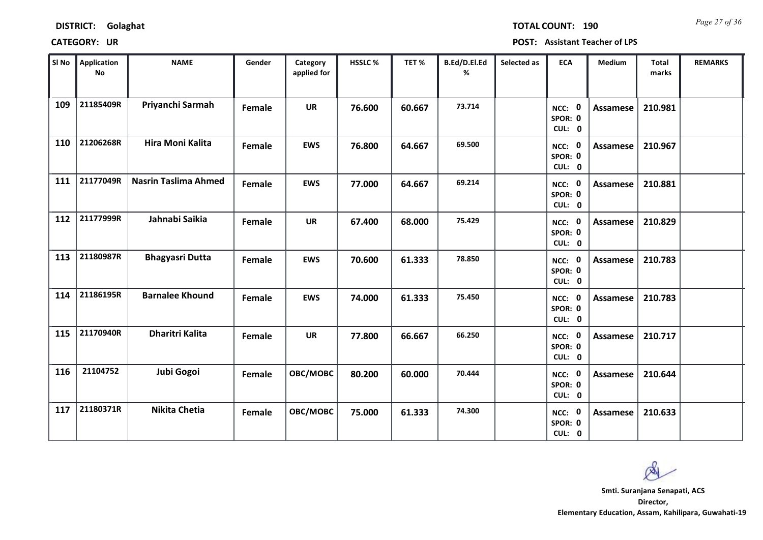**DISTRICT:** Golaghat **TOTAL COUNT:** 190

**CATEGORY:** UR **POST:** Assistant Teacher of LPS

| Sl No | Application No | NAME | Gender | Category applied for | HSSLC % | TET % | B.Ed/D.El.Ed % | Selected as | ECA | Medium | Total marks | REMARKS |
|---|---|---|---|---|---|---|---|---|---|---|---|---|
| 109 | 21185409R | Priyanchi Sarmah | Female | UR | 76.600 | 60.667 | 73.714 | | NCC: 0 SPOR: 0 CUL: 0 | Assamese | 210.981 | |
| 110 | 21206268R | Hira Moni Kalita | Female | EWS | 76.800 | 64.667 | 69.500 | | NCC: 0 SPOR: 0 CUL: 0 | Assamese | 210.967 | |
| 111 | 21177049R | Nasrin Taslima Ahmed | Female | EWS | 77.000 | 64.667 | 69.214 | | NCC: 0 SPOR: 0 CUL: 0 | Assamese | 210.881 | |
| 112 | 21177999R | Jahnabi Saikia | Female | UR | 67.400 | 68.000 | 75.429 | | NCC: 0 SPOR: 0 CUL: 0 | Assamese | 210.829 | |
| 113 | 21180987R | Bhagyasri Dutta | Female | EWS | 70.600 | 61.333 | 78.850 | | NCC: 0 SPOR: 0 CUL: 0 | Assamese | 210.783 | |
| 114 | 21186195R | Barnalee Khound | Female | EWS | 74.000 | 61.333 | 75.450 | | NCC: 0 SPOR: 0 CUL: 0 | Assamese | 210.783 | |
| 115 | 21170940R | Dharitri Kalita | Female | UR | 77.800 | 66.667 | 66.250 | | NCC: 0 SPOR: 0 CUL: 0 | Assamese | 210.717 | |
| 116 | 21104752 | Jubi Gogoi | Female | OBC/MOBC | 80.200 | 60.000 | 70.444 | | NCC: 0 SPOR: 0 CUL: 0 | Assamese | 210.644 | |
| 117 | 21180371R | Nikita Chetia | Female | OBC/MOBC | 75.000 | 61.333 | 74.300 | | NCC: 0 SPOR: 0 CUL: 0 | Assamese | 210.633 | |

**Smti. Suranjana Senapati, ACS**
**Director,**
**Elementary Education, Assam, Kahilipara, Guwahati-19**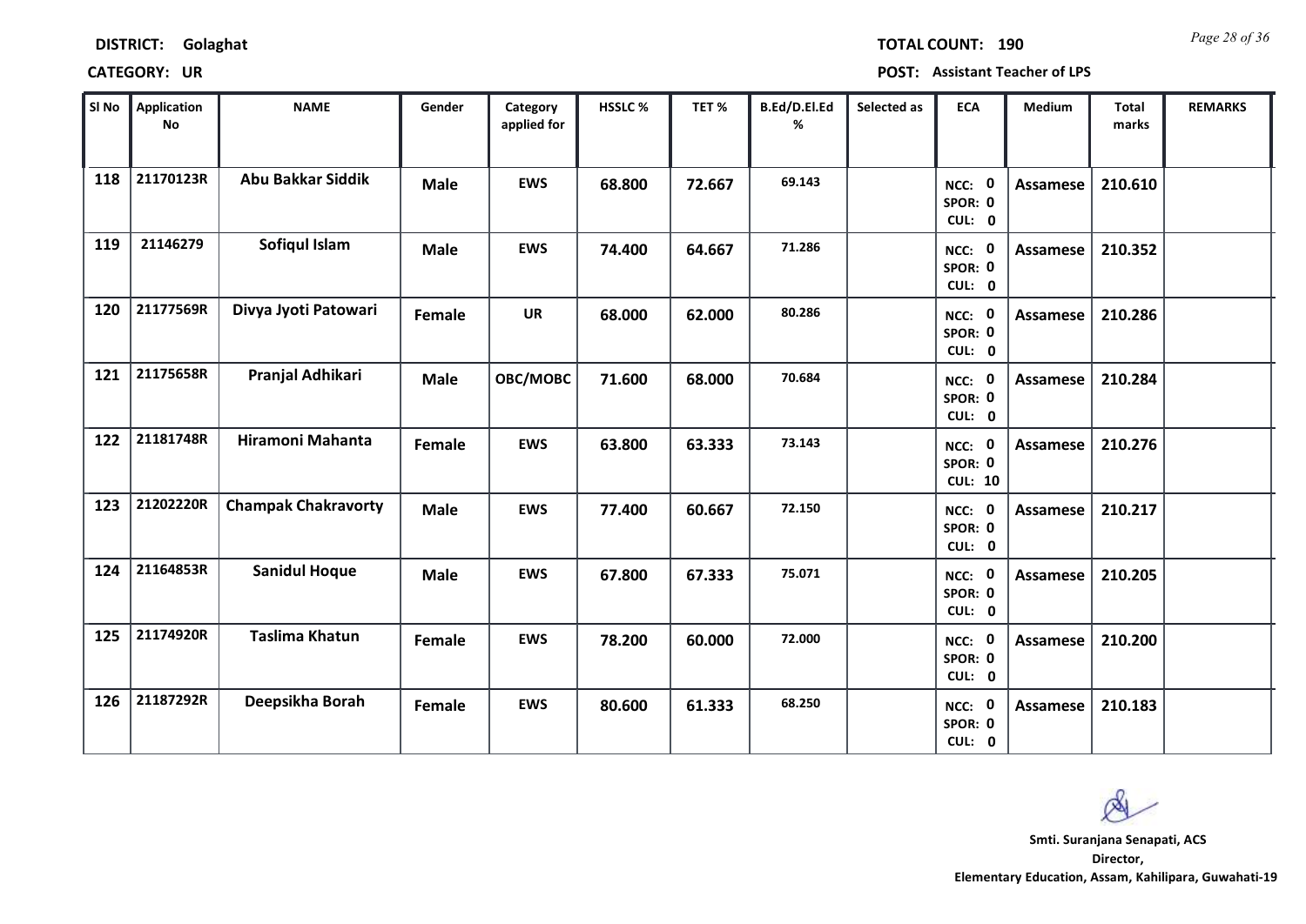**DISTRICT: Golaghat**

**TOTAL COUNT: 190**

**CATEGORY: UR**

**POST: Assistant Teacher of LPS**

| Sl No | Application No | NAME | Gender | Category applied for | HSSLC % | TET % | B.Ed/D.El.Ed % | Selected as | ECA | Medium | Total marks | REMARKS |
|---|---|---|---|---|---|---|---|---|---|---|---|---|
| 118 | 21170123R | Abu Bakkar Siddik | Male | EWS | 68.800 | 72.667 | 69.143 | | NCC: 0 SPOR: 0 CUL: 0 | Assamese | 210.610 | |
| 119 | 21146279 | Sofiqul Islam | Male | EWS | 74.400 | 64.667 | 71.286 | | NCC: 0 SPOR: 0 CUL: 0 | Assamese | 210.352 | |
| 120 | 21177569R | Divya Jyoti Patowari | Female | UR | 68.000 | 62.000 | 80.286 | | NCC: 0 SPOR: 0 CUL: 0 | Assamese | 210.286 | |
| 121 | 21175658R | Pranjal Adhikari | Male | OBC/MOBC | 71.600 | 68.000 | 70.684 | | NCC: 0 SPOR: 0 CUL: 0 | Assamese | 210.284 | |
| 122 | 21181748R | Hiramoni Mahanta | Female | EWS | 63.800 | 63.333 | 73.143 | | NCC: 0 SPOR: 0 CUL: 10 | Assamese | 210.276 | |
| 123 | 21202220R | Champak Chakravorty | Male | EWS | 77.400 | 60.667 | 72.150 | | NCC: 0 SPOR: 0 CUL: 0 | Assamese | 210.217 | |
| 124 | 21164853R | Sanidul Hoque | Male | EWS | 67.800 | 67.333 | 75.071 | | NCC: 0 SPOR: 0 CUL: 0 | Assamese | 210.205 | |
| 125 | 21174920R | Taslima Khatun | Female | EWS | 78.200 | 60.000 | 72.000 | | NCC: 0 SPOR: 0 CUL: 0 | Assamese | 210.200 | |
| 126 | 21187292R | Deepsikha Borah | Female | EWS | 80.600 | 61.333 | 68.250 | | NCC: 0 SPOR: 0 CUL: 0 | Assamese | 210.183 | |

**Smti. Suranjana Senapati, ACS**
**Director,**
**Elementary Education, Assam, Kahilipara, Guwahati-19**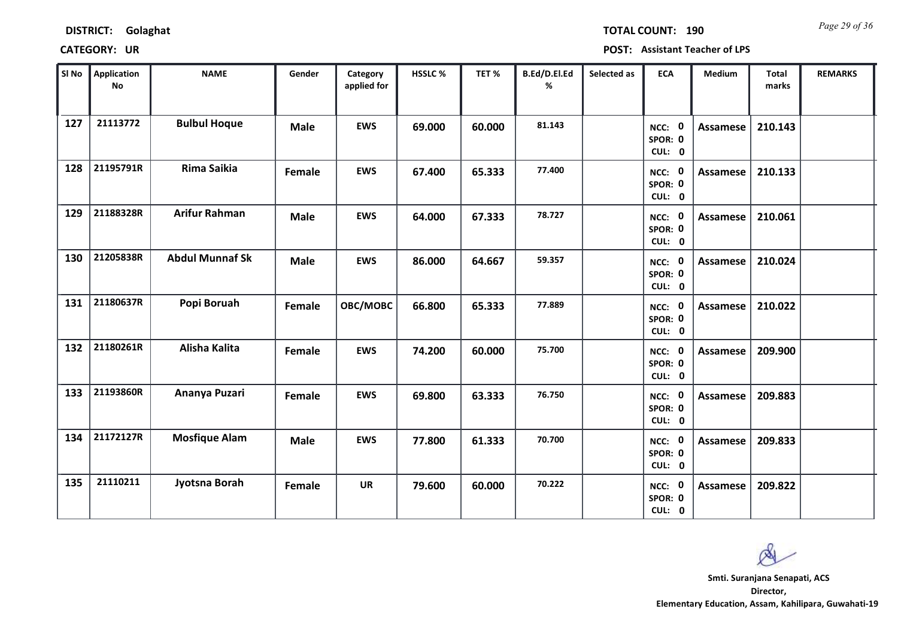**DISTRICT:** Golaghat  **TOTAL COUNT:** 190

**CATEGORY:** UR  **POST:** Assistant Teacher of LPS

| Sl No | Application No | NAME | Gender | Category applied for | HSSLC % | TET % | B.Ed/D.El.Ed % | Selected as | ECA | Medium | Total marks | REMARKS |
|---|---|---|---|---|---|---|---|---|---|---|---|---|
| 127 | 21113772 | Bulbul Hoque | Male | EWS | 69.000 | 60.000 | 81.143 | | NCC: 0 SPOR: 0 CUL: 0 | Assamese | 210.143 | |
| 128 | 21195791R | Rima Saikia | Female | EWS | 67.400 | 65.333 | 77.400 | | NCC: 0 SPOR: 0 CUL: 0 | Assamese | 210.133 | |
| 129 | 21188328R | Arifur Rahman | Male | EWS | 64.000 | 67.333 | 78.727 | | NCC: 0 SPOR: 0 CUL: 0 | Assamese | 210.061 | |
| 130 | 21205838R | Abdul Munnaf Sk | Male | EWS | 86.000 | 64.667 | 59.357 | | NCC: 0 SPOR: 0 CUL: 0 | Assamese | 210.024 | |
| 131 | 21180637R | Popi Boruah | Female | OBC/MOBC | 66.800 | 65.333 | 77.889 | | NCC: 0 SPOR: 0 CUL: 0 | Assamese | 210.022 | |
| 132 | 21180261R | Alisha Kalita | Female | EWS | 74.200 | 60.000 | 75.700 | | NCC: 0 SPOR: 0 CUL: 0 | Assamese | 209.900 | |
| 133 | 21193860R | Ananya Puzari | Female | EWS | 69.800 | 63.333 | 76.750 | | NCC: 0 SPOR: 0 CUL: 0 | Assamese | 209.883 | |
| 134 | 21172127R | Mosfique Alam | Male | EWS | 77.800 | 61.333 | 70.700 | | NCC: 0 SPOR: 0 CUL: 0 | Assamese | 209.833 | |
| 135 | 21110211 | Jyotsna Borah | Female | UR | 79.600 | 60.000 | 70.222 | | NCC: 0 SPOR: 0 CUL: 0 | Assamese | 209.822 | |

**Smti. Suranjana Senapati, ACS**
**Director,**
**Elementary Education, Assam, Kahilipara, Guwahati-19**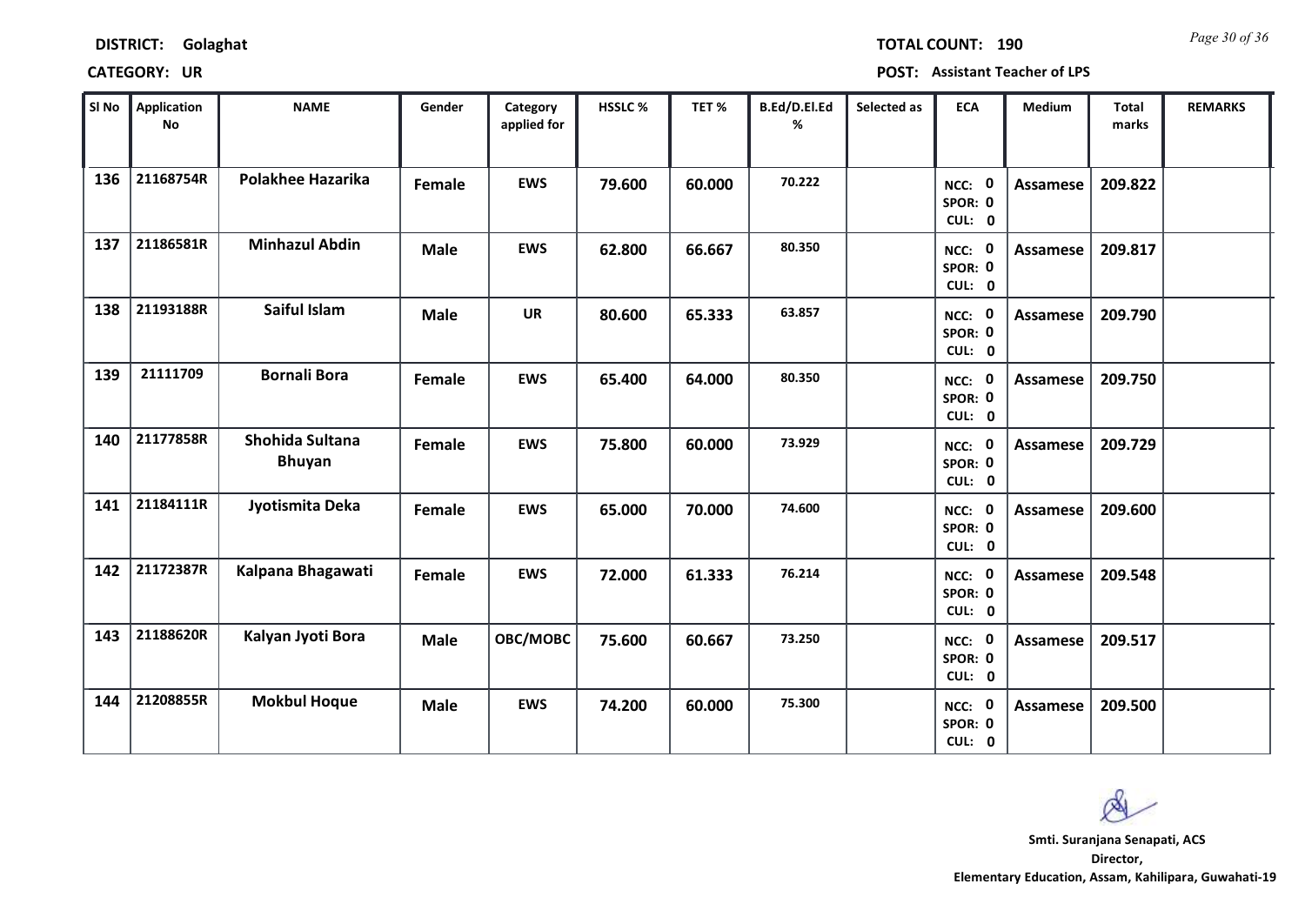**DISTRICT:** Golaghat

**TOTAL COUNT:** 190

**CATEGORY:** UR

**POST:** Assistant Teacher of LPS

| Sl No | Application No | NAME | Gender | Category applied for | HSSLC % | TET % | B.Ed/D.El.Ed % | Selected as | ECA | Medium | Total marks | REMARKS |
|---|---|---|---|---|---|---|---|---|---|---|---|---|
| 136 | 21168754R | Polakhee Hazarika | Female | EWS | 79.600 | 60.000 | 70.222 | | NCC: 0 SPOR: 0 CUL: 0 | Assamese | 209.822 | |
| 137 | 21186581R | Minhazul Abdin | Male | EWS | 62.800 | 66.667 | 80.350 | | NCC: 0 SPOR: 0 CUL: 0 | Assamese | 209.817 | |
| 138 | 21193188R | Saiful Islam | Male | UR | 80.600 | 65.333 | 63.857 | | NCC: 0 SPOR: 0 CUL: 0 | Assamese | 209.790 | |
| 139 | 21111709 | Bornali Bora | Female | EWS | 65.400 | 64.000 | 80.350 | | NCC: 0 SPOR: 0 CUL: 0 | Assamese | 209.750 | |
| 140 | 21177858R | Shohida Sultana Bhuyan | Female | EWS | 75.800 | 60.000 | 73.929 | | NCC: 0 SPOR: 0 CUL: 0 | Assamese | 209.729 | |
| 141 | 21184111R | Jyotismita Deka | Female | EWS | 65.000 | 70.000 | 74.600 | | NCC: 0 SPOR: 0 CUL: 0 | Assamese | 209.600 | |
| 142 | 21172387R | Kalpana Bhagawati | Female | EWS | 72.000 | 61.333 | 76.214 | | NCC: 0 SPOR: 0 CUL: 0 | Assamese | 209.548 | |
| 143 | 21188620R | Kalyan Jyoti Bora | Male | OBC/MOBC | 75.600 | 60.667 | 73.250 | | NCC: 0 SPOR: 0 CUL: 0 | Assamese | 209.517 | |
| 144 | 21208855R | Mokbul Hoque | Male | EWS | 74.200 | 60.000 | 75.300 | | NCC: 0 SPOR: 0 CUL: 0 | Assamese | 209.500 | |

**Smti. Suranjana Senapati, ACS**
**Director,**
**Elementary Education, Assam, Kahilipara, Guwahati-19**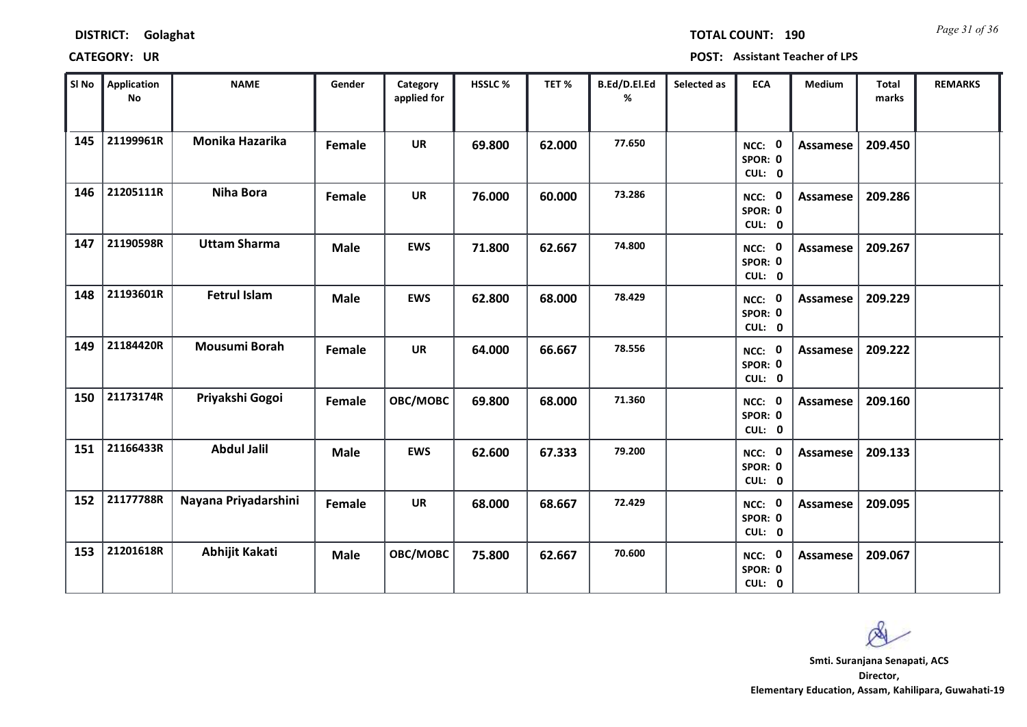**DISTRICT: Golaghat** | **TOTAL COUNT: 190**

**CATEGORY: UR** | **POST: Assistant Teacher of LPS**

| Sl No | Application No | NAME | Gender | Category applied for | HSSLC % | TET % | B.Ed/D.El.Ed % | Selected as | ECA | Medium | Total marks | REMARKS |
|---|---|---|---|---|---|---|---|---|---|---|---|---|
| 145 | 21199961R | Monika Hazarika | Female | UR | 69.800 | 62.000 | 77.650 | | NCC: 0 SPOR: 0 CUL: 0 | Assamese | 209.450 | |
| 146 | 21205111R | Niha Bora | Female | UR | 76.000 | 60.000 | 73.286 | | NCC: 0 SPOR: 0 CUL: 0 | Assamese | 209.286 | |
| 147 | 21190598R | Uttam Sharma | Male | EWS | 71.800 | 62.667 | 74.800 | | NCC: 0 SPOR: 0 CUL: 0 | Assamese | 209.267 | |
| 148 | 21193601R | Fetrul Islam | Male | EWS | 62.800 | 68.000 | 78.429 | | NCC: 0 SPOR: 0 CUL: 0 | Assamese | 209.229 | |
| 149 | 21184420R | Mousumi Borah | Female | UR | 64.000 | 66.667 | 78.556 | | NCC: 0 SPOR: 0 CUL: 0 | Assamese | 209.222 | |
| 150 | 21173174R | Priyakshi Gogoi | Female | OBC/MOBC | 69.800 | 68.000 | 71.360 | | NCC: 0 SPOR: 0 CUL: 0 | Assamese | 209.160 | |
| 151 | 21166433R | Abdul Jalil | Male | EWS | 62.600 | 67.333 | 79.200 | | NCC: 0 SPOR: 0 CUL: 0 | Assamese | 209.133 | |
| 152 | 21177788R | Nayana Priyadarshini | Female | UR | 68.000 | 68.667 | 72.429 | | NCC: 0 SPOR: 0 CUL: 0 | Assamese | 209.095 | |
| 153 | 21201618R | Abhijit Kakati | Male | OBC/MOBC | 75.800 | 62.667 | 70.600 | | NCC: 0 SPOR: 0 CUL: 0 | Assamese | 209.067 | |

**Smti. Suranjana Senapati, ACS**
**Director,**
**Elementary Education, Assam, Kahilipara, Guwahati-19**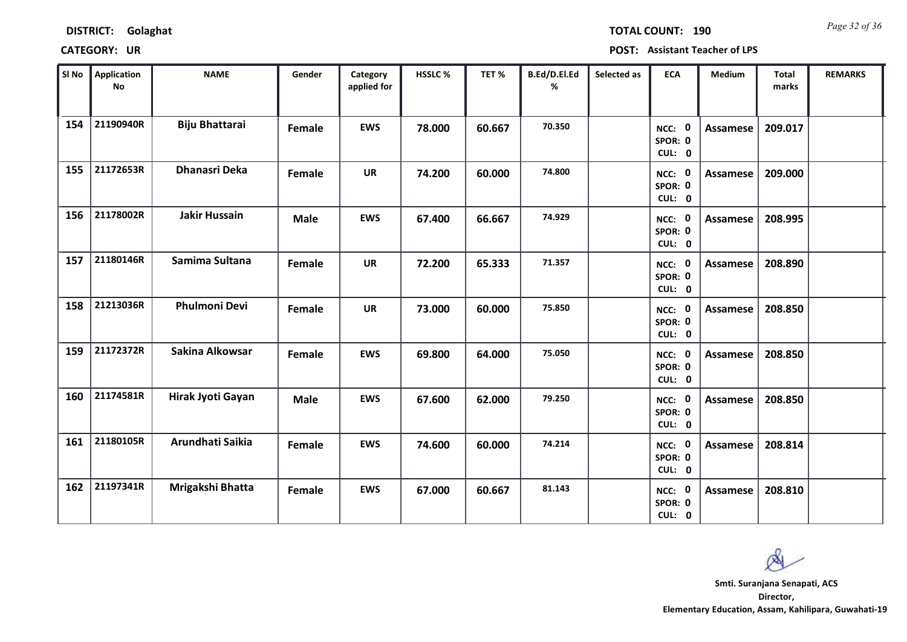**DISTRICT:** Golaghat  **TOTAL COUNT:** 190

**CATEGORY:** UR  **POST:** Assistant Teacher of LPS

| Sl No | Application No | NAME | Gender | Category applied for | HSSLC % | TET % | B.Ed/D.El.Ed % | Selected as | ECA | Medium | Total marks | REMARKS |
|---|---|---|---|---|---|---|---|---|---|---|---|---|
| 154 | 21190940R | Biju Bhattarai | Female | EWS | 78.000 | 60.667 | 70.350 | | NCC: 0 SPOR: 0 CUL: 0 | Assamese | 209.017 | |
| 155 | 21172653R | Dhanasri Deka | Female | UR | 74.200 | 60.000 | 74.800 | | NCC: 0 SPOR: 0 CUL: 0 | Assamese | 209.000 | |
| 156 | 21178002R | Jakir Hussain | Male | EWS | 67.400 | 66.667 | 74.929 | | NCC: 0 SPOR: 0 CUL: 0 | Assamese | 208.995 | |
| 157 | 21180146R | Samima Sultana | Female | UR | 72.200 | 65.333 | 71.357 | | NCC: 0 SPOR: 0 CUL: 0 | Assamese | 208.890 | |
| 158 | 21213036R | Phulmoni Devi | Female | UR | 73.000 | 60.000 | 75.850 | | NCC: 0 SPOR: 0 CUL: 0 | Assamese | 208.850 | |
| 159 | 21172372R | Sakina Alkowsar | Female | EWS | 69.800 | 64.000 | 75.050 | | NCC: 0 SPOR: 0 CUL: 0 | Assamese | 208.850 | |
| 160 | 21174581R | Hirak Jyoti Gayan | Male | EWS | 67.600 | 62.000 | 79.250 | | NCC: 0 SPOR: 0 CUL: 0 | Assamese | 208.850 | |
| 161 | 21180105R | Arundhati Saikia | Female | EWS | 74.600 | 60.000 | 74.214 | | NCC: 0 SPOR: 0 CUL: 0 | Assamese | 208.814 | |
| 162 | 21197341R | Mrigakshi Bhatta | Female | EWS | 67.000 | 60.667 | 81.143 | | NCC: 0 SPOR: 0 CUL: 0 | Assamese | 208.810 | |

**Smti. Suranjana Senapati, ACS**
**Director,**
**Elementary Education, Assam, Kahilipara, Guwahati-19**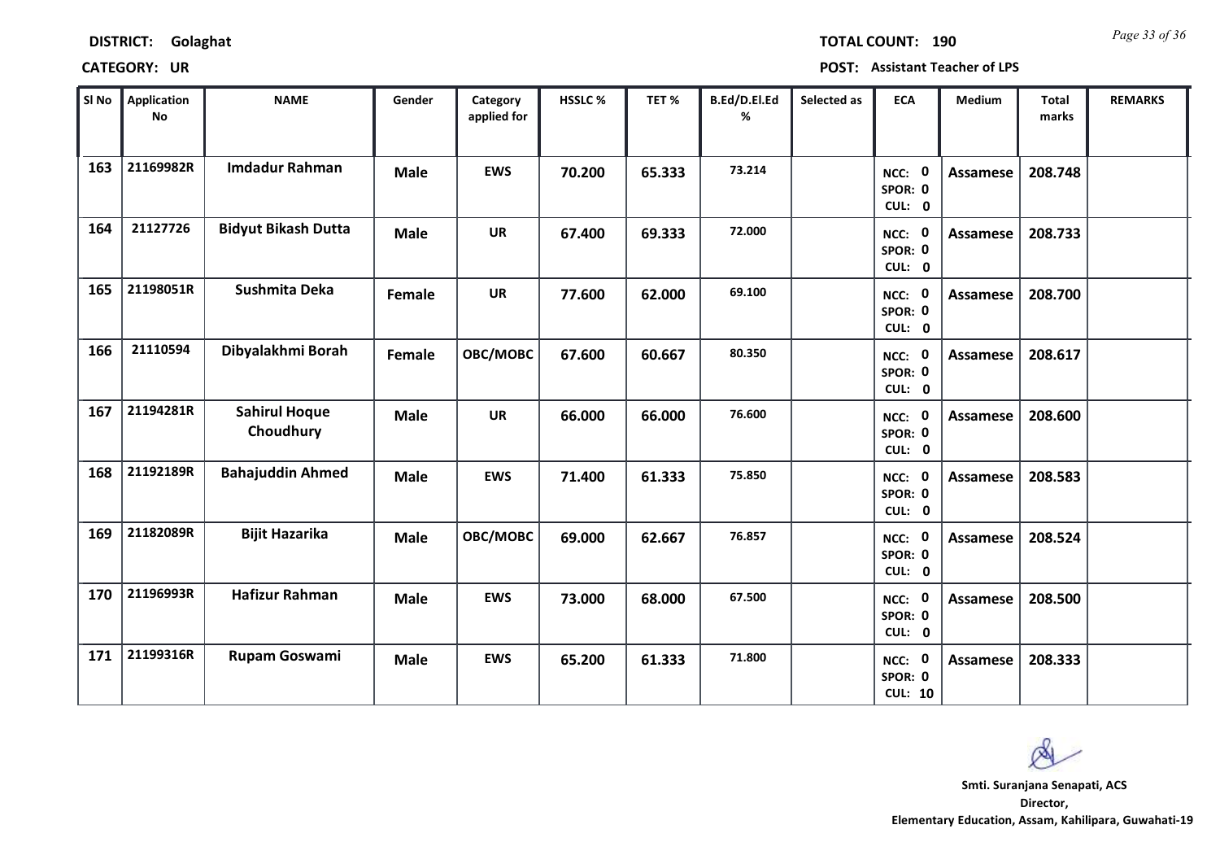**DISTRICT:** Golaghat **TOTAL COUNT:** 190

**CATEGORY:** UR **POST:** Assistant Teacher of LPS

| Sl No | Application No | NAME | Gender | Category applied for | HSSLC % | TET % | B.Ed/D.El.Ed % | Selected as | ECA | Medium | Total marks | REMARKS |
|---|---|---|---|---|---|---|---|---|---|---|---|---|
| 163 | 21169982R | Imdadur Rahman | Male | EWS | 70.200 | 65.333 | 73.214 | | NCC: 0 SPOR: 0 CUL: 0 | Assamese | 208.748 | |
| 164 | 21127726 | Bidyut Bikash Dutta | Male | UR | 67.400 | 69.333 | 72.000 | | NCC: 0 SPOR: 0 CUL: 0 | Assamese | 208.733 | |
| 165 | 21198051R | Sushmita Deka | Female | UR | 77.600 | 62.000 | 69.100 | | NCC: 0 SPOR: 0 CUL: 0 | Assamese | 208.700 | |
| 166 | 21110594 | Dibyalakhmi Borah | Female | OBC/MOBC | 67.600 | 60.667 | 80.350 | | NCC: 0 SPOR: 0 CUL: 0 | Assamese | 208.617 | |
| 167 | 21194281R | Sahirul Hoque Choudhury | Male | UR | 66.000 | 66.000 | 76.600 | | NCC: 0 SPOR: 0 CUL: 0 | Assamese | 208.600 | |
| 168 | 21192189R | Bahajuddin Ahmed | Male | EWS | 71.400 | 61.333 | 75.850 | | NCC: 0 SPOR: 0 CUL: 0 | Assamese | 208.583 | |
| 169 | 21182089R | Bijit Hazarika | Male | OBC/MOBC | 69.000 | 62.667 | 76.857 | | NCC: 0 SPOR: 0 CUL: 0 | Assamese | 208.524 | |
| 170 | 21196993R | Hafizur Rahman | Male | EWS | 73.000 | 68.000 | 67.500 | | NCC: 0 SPOR: 0 CUL: 0 | Assamese | 208.500 | |
| 171 | 21199316R | Rupam Goswami | Male | EWS | 65.200 | 61.333 | 71.800 | | NCC: 0 SPOR: 0 CUL: 10 | Assamese | 208.333 | |

**Smti. Suranjana Senapati, ACS**
**Director,**
**Elementary Education, Assam, Kahilipara, Guwahati-19**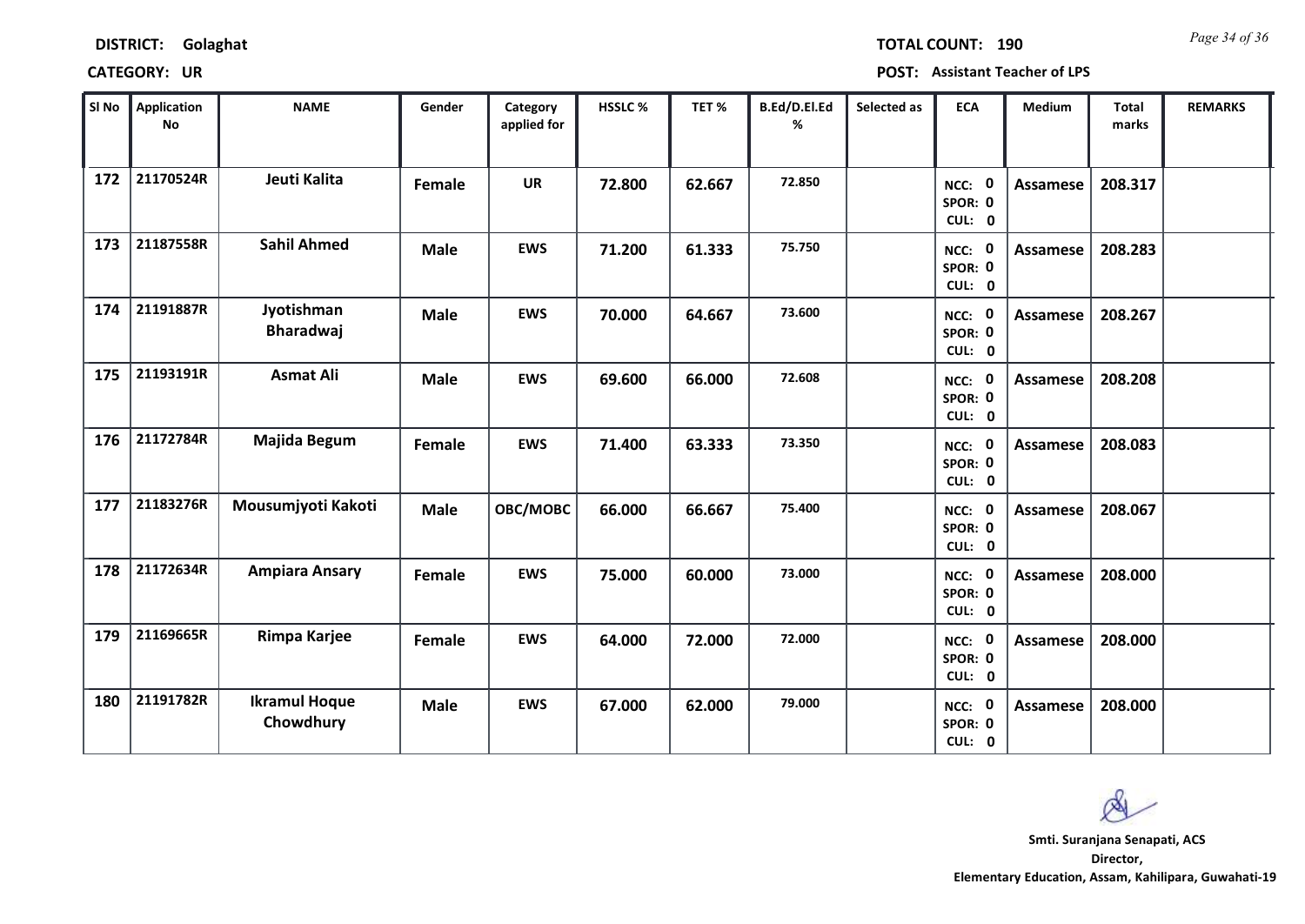**DISTRICT:** Golaghat **TOTAL COUNT:** 190

**CATEGORY:** UR **POST:** Assistant Teacher of LPS

| Sl No | Application No | NAME | Gender | Category applied for | HSSLC % | TET % | B.Ed/D.El.Ed % | Selected as | ECA | Medium | Total marks | REMARKS |
|---|---|---|---|---|---|---|---|---|---|---|---|---|
| 172 | 21170524R | Jeuti Kalita | Female | UR | 72.800 | 62.667 | 72.850 | | NCC: 0 SPOR: 0 CUL: 0 | Assamese | 208.317 | |
| 173 | 21187558R | Sahil Ahmed | Male | EWS | 71.200 | 61.333 | 75.750 | | NCC: 0 SPOR: 0 CUL: 0 | Assamese | 208.283 | |
| 174 | 21191887R | Jyotishman Bharadwaj | Male | EWS | 70.000 | 64.667 | 73.600 | | NCC: 0 SPOR: 0 CUL: 0 | Assamese | 208.267 | |
| 175 | 21193191R | Asmat Ali | Male | EWS | 69.600 | 66.000 | 72.608 | | NCC: 0 SPOR: 0 CUL: 0 | Assamese | 208.208 | |
| 176 | 21172784R | Majida Begum | Female | EWS | 71.400 | 63.333 | 73.350 | | NCC: 0 SPOR: 0 CUL: 0 | Assamese | 208.083 | |
| 177 | 21183276R | Mousumjyoti Kakoti | Male | OBC/MOBC | 66.000 | 66.667 | 75.400 | | NCC: 0 SPOR: 0 CUL: 0 | Assamese | 208.067 | |
| 178 | 21172634R | Ampiara Ansary | Female | EWS | 75.000 | 60.000 | 73.000 | | NCC: 0 SPOR: 0 CUL: 0 | Assamese | 208.000 | |
| 179 | 21169665R | Rimpa Karjee | Female | EWS | 64.000 | 72.000 | 72.000 | | NCC: 0 SPOR: 0 CUL: 0 | Assamese | 208.000 | |
| 180 | 21191782R | Ikramul Hoque Chowdhury | Male | EWS | 67.000 | 62.000 | 79.000 | | NCC: 0 SPOR: 0 CUL: 0 | Assamese | 208.000 | |

**Smti. Suranjana Senapati, ACS**
**Director,**
**Elementary Education, Assam, Kahilipara, Guwahati-19**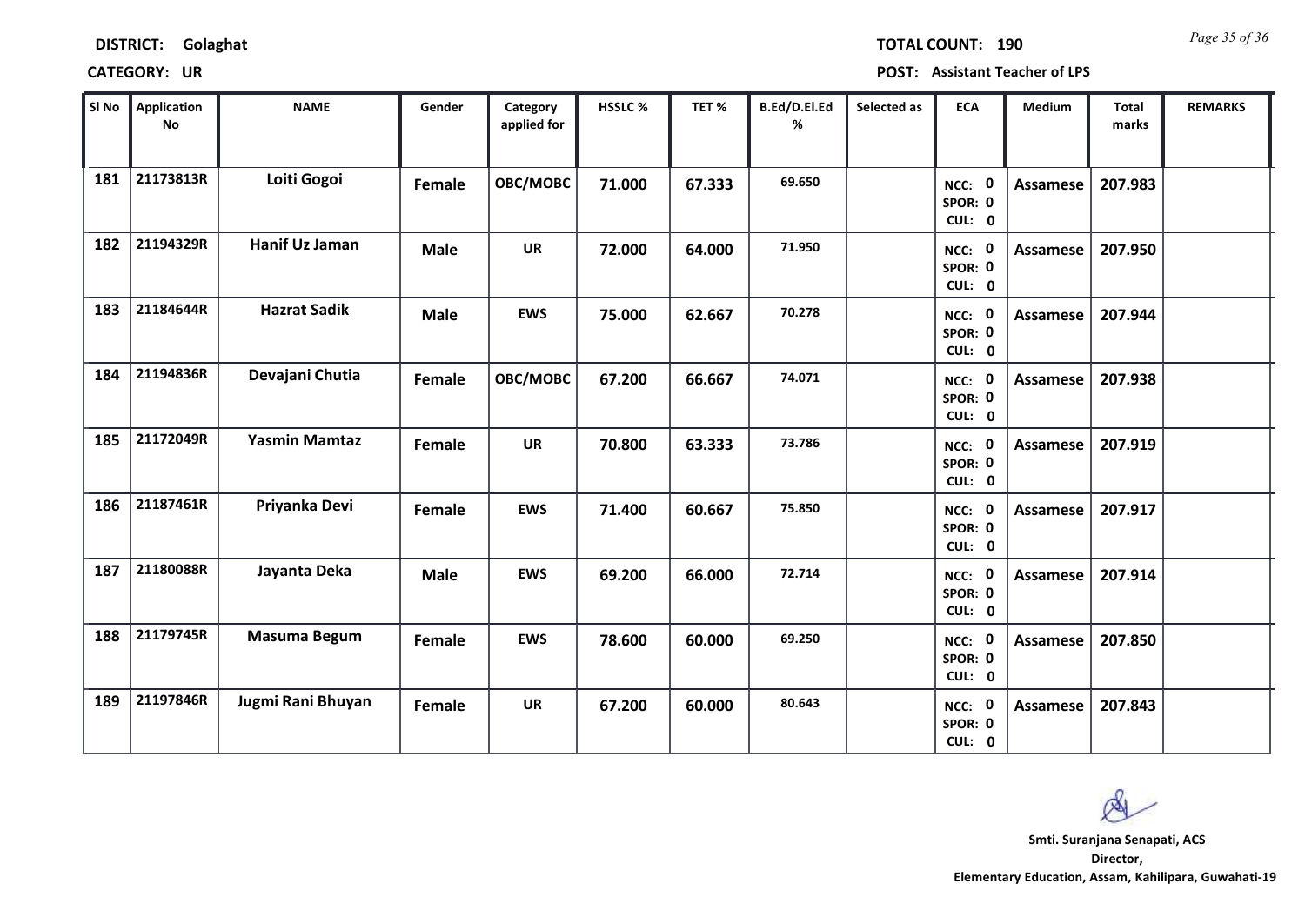**DISTRICT: Golaghat** **TOTAL COUNT: 190**

**CATEGORY: UR** **POST: Assistant Teacher of LPS**

| Sl No | Application No | NAME | Gender | Category applied for | HSSLC % | TET % | B.Ed/D.El.Ed % | Selected as | ECA | Medium | Total marks | REMARKS |
|---|---|---|---|---|---|---|---|---|---|---|---|---|
| 181 | 21173813R | Loiti Gogoi | Female | OBC/MOBC | 71.000 | 67.333 | 69.650 | | NCC: 0 SPOR: 0 CUL: 0 | Assamese | 207.983 | |
| 182 | 21194329R | Hanif Uz Jaman | Male | UR | 72.000 | 64.000 | 71.950 | | NCC: 0 SPOR: 0 CUL: 0 | Assamese | 207.950 | |
| 183 | 21184644R | Hazrat Sadik | Male | EWS | 75.000 | 62.667 | 70.278 | | NCC: 0 SPOR: 0 CUL: 0 | Assamese | 207.944 | |
| 184 | 21194836R | Devajani Chutia | Female | OBC/MOBC | 67.200 | 66.667 | 74.071 | | NCC: 0 SPOR: 0 CUL: 0 | Assamese | 207.938 | |
| 185 | 21172049R | Yasmin Mamtaz | Female | UR | 70.800 | 63.333 | 73.786 | | NCC: 0 SPOR: 0 CUL: 0 | Assamese | 207.919 | |
| 186 | 21187461R | Priyanka Devi | Female | EWS | 71.400 | 60.667 | 75.850 | | NCC: 0 SPOR: 0 CUL: 0 | Assamese | 207.917 | |
| 187 | 21180088R | Jayanta Deka | Male | EWS | 69.200 | 66.000 | 72.714 | | NCC: 0 SPOR: 0 CUL: 0 | Assamese | 207.914 | |
| 188 | 21179745R | Masuma Begum | Female | EWS | 78.600 | 60.000 | 69.250 | | NCC: 0 SPOR: 0 CUL: 0 | Assamese | 207.850 | |
| 189 | 21197846R | Jugmi Rani Bhuyan | Female | UR | 67.200 | 60.000 | 80.643 | | NCC: 0 SPOR: 0 CUL: 0 | Assamese | 207.843 | |

**Smti. Suranjana Senapati, ACS**
**Director,**
**Elementary Education, Assam, Kahilipara, Guwahati-19**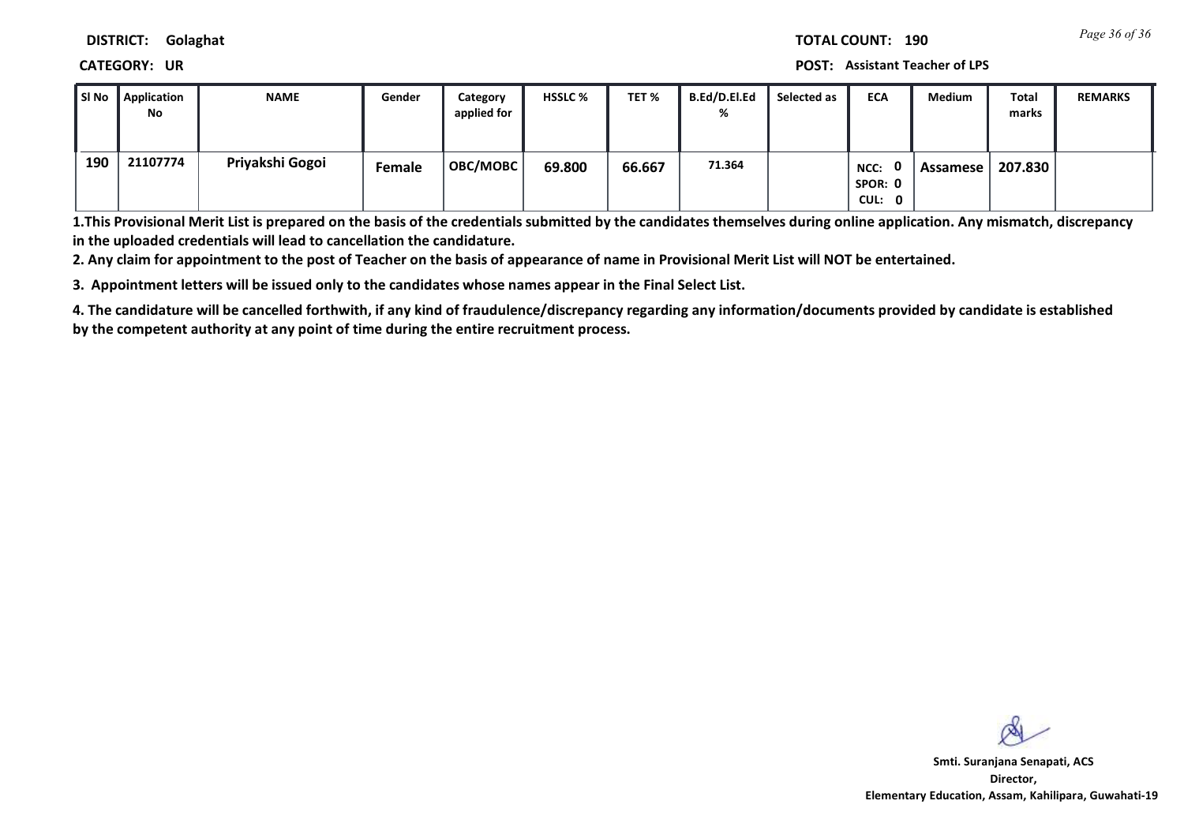**DISTRICT:** Golaghat **TOTAL COUNT:** 190

**CATEGORY:** UR **POST:** Assistant Teacher of LPS

| Sl No | Application No | NAME | Gender | Category applied for | HSSLC % | TET % | B.Ed/D.El.Ed % | Selected as | ECA | Medium | Total marks | REMARKS |
|---|---|---|---|---|---|---|---|---|---|---|---|---|
| 190 | 21107774 | Priyakshi Gogoi | Female | OBC/MOBC | 69.800 | 66.667 | 71.364 | | NCC: 0 SPOR: 0 CUL: 0 | Assamese | 207.830 | |

**1.This Provisional Merit List is prepared on the basis of the credentials submitted by the candidates themselves during online application. Any mismatch, discrepancy in the uploaded credentials will lead to cancellation the candidature.**

**2. Any claim for appointment to the post of Teacher on the basis of appearance of name in Provisional Merit List will NOT be entertained.**

**3. Appointment letters will be issued only to the candidates whose names appear in the Final Select List.**

**4. The candidature will be cancelled forthwith, if any kind of fraudulence/discrepancy regarding any information/documents provided by candidate is established by the competent authority at any point of time during the entire recruitment process.**

**Smti. Suranjana Senapati, ACS**
**Director,**
**Elementary Education, Assam, Kahilipara, Guwahati-19**